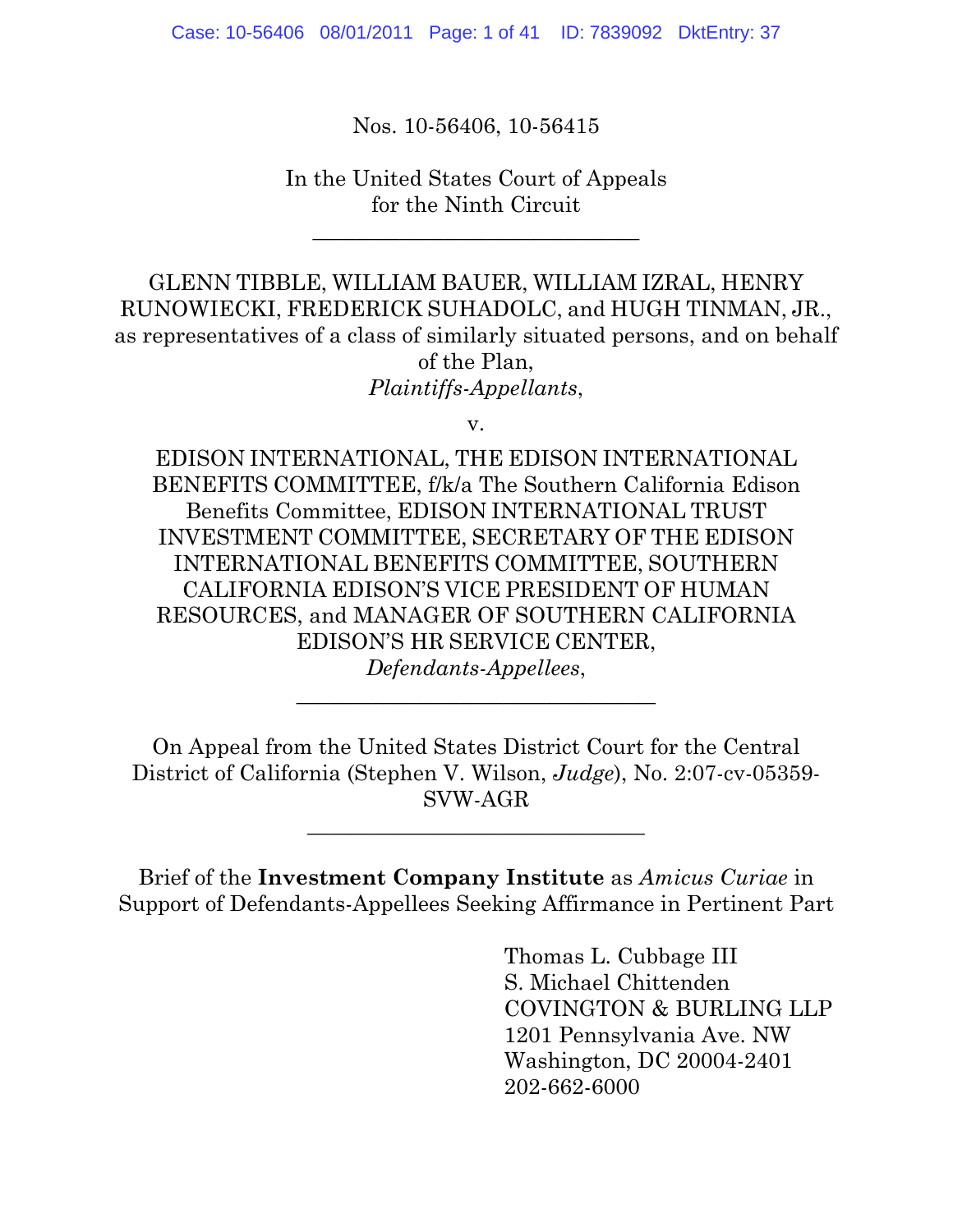Nos. 10-56406, 10-56415

In the United States Court of Appeals
for the Ninth Circuit

---

GLENN TIBBLE, WILLIAM BAUER, WILLIAM IZRAL, HENRY RUNOWIECKI, FREDERICK SUHADOLC, and HUGH TINMAN, JR., as representatives of a class of similarly situated persons, and on behalf of the Plan,
*Plaintiffs-Appellants*,

v.

EDISON INTERNATIONAL, THE EDISON INTERNATIONAL BENEFITS COMMITTEE, f/k/a The Southern California Edison Benefits Committee, EDISON INTERNATIONAL TRUST INVESTMENT COMMITTEE, SECRETARY OF THE EDISON INTERNATIONAL BENEFITS COMMITTEE, SOUTHERN CALIFORNIA EDISON'S VICE PRESIDENT OF HUMAN RESOURCES, and MANAGER OF SOUTHERN CALIFORNIA EDISON'S HR SERVICE CENTER,
*Defendants-Appellees*,

---

On Appeal from the United States District Court for the Central District of California (Stephen V. Wilson, *Judge*), No. 2:07-cv-05359-SVW-AGR

---

Brief of the **Investment Company Institute** as *Amicus Curiae* in Support of Defendants-Appellees Seeking Affirmance in Pertinent Part

Thomas L. Cubbage III
S. Michael Chittenden
COVINGTON & BURLING LLP
1201 Pennsylvania Ave. NW
Washington, DC 20004-2401
202-662-6000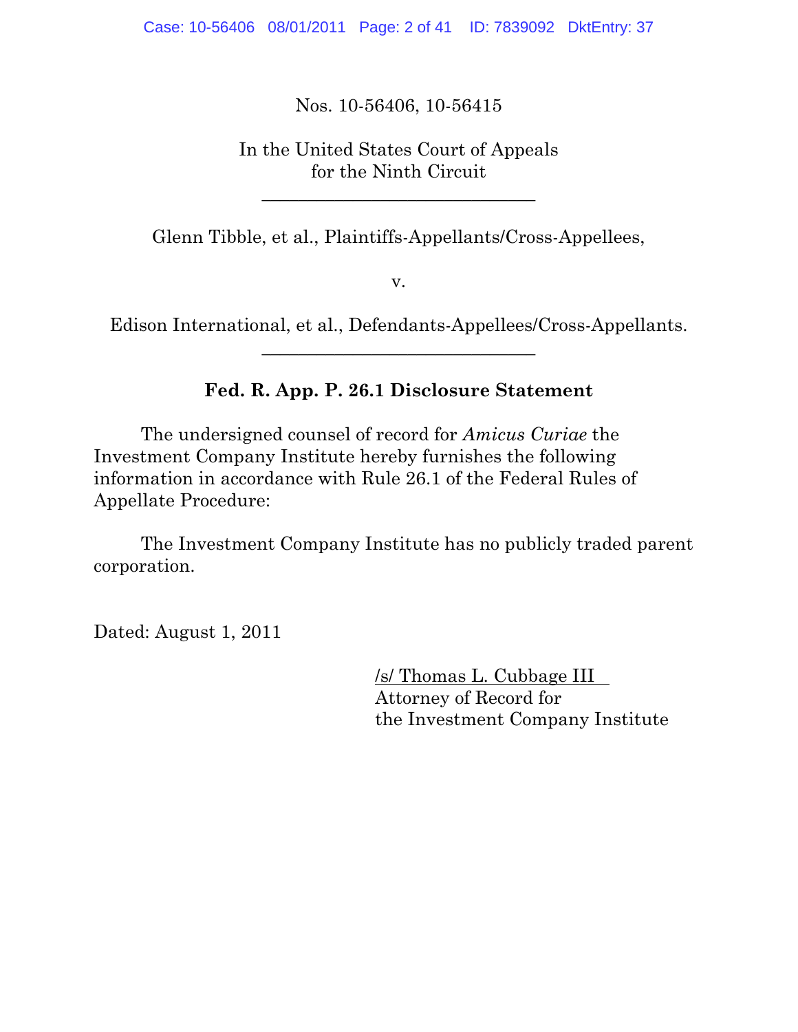Nos. 10-56406, 10-56415

In the United States Court of Appeals
for the Ninth Circuit

---

Glenn Tibble, et al., Plaintiffs-Appellants/Cross-Appellees,

v.

Edison International, et al., Defendants-Appellees/Cross-Appellants.

---

**Fed. R. App. P. 26.1 Disclosure Statement**

The undersigned counsel of record for *Amicus Curiae* the Investment Company Institute hereby furnishes the following information in accordance with Rule 26.1 of the Federal Rules of Appellate Procedure:

The Investment Company Institute has no publicly traded parent corporation.

Dated: August 1, 2011

/s/ Thomas L. Cubbage III
Attorney of Record for
the Investment Company Institute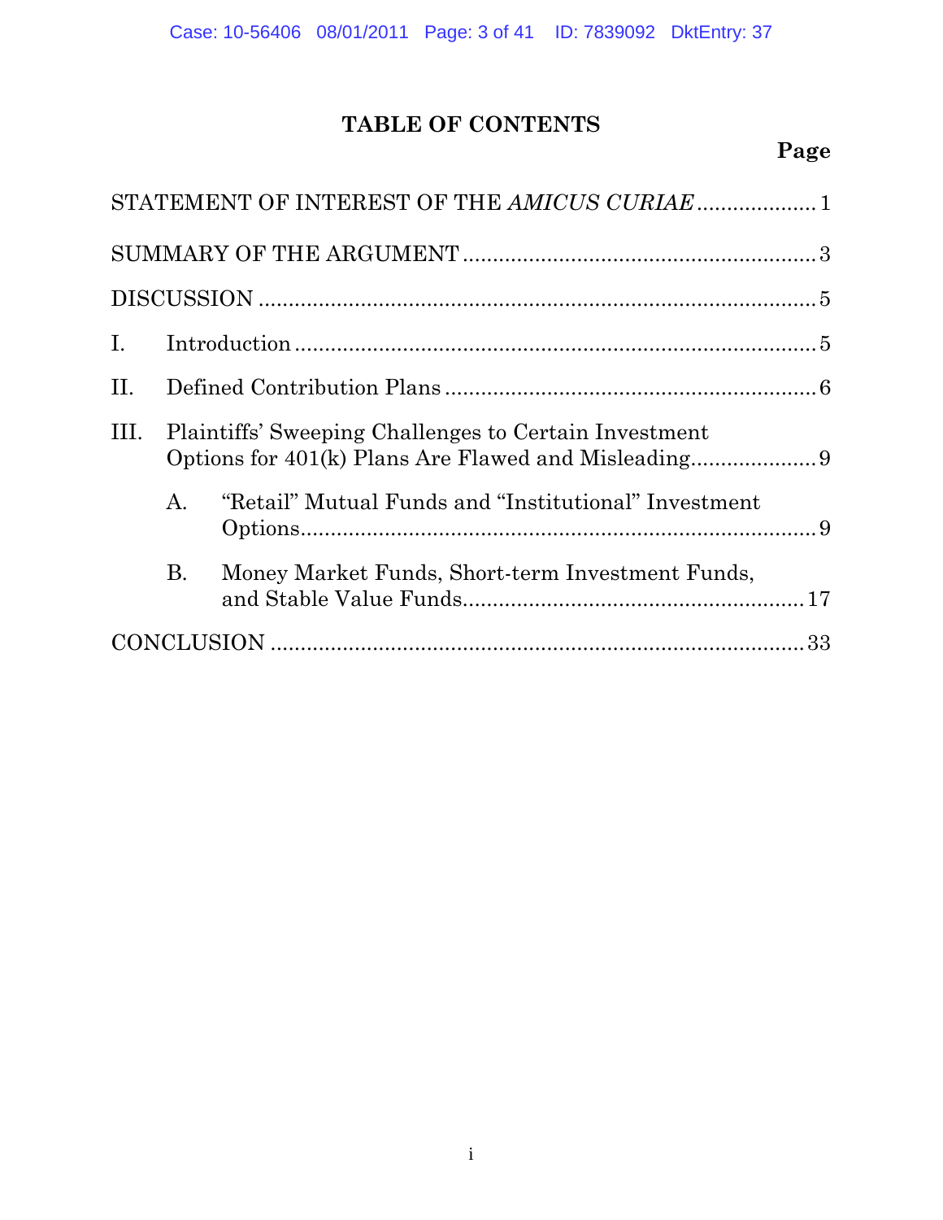# TABLE OF CONTENTS

**Page**

STATEMENT OF INTEREST OF THE *AMICUS CURIAE* .................... 1

SUMMARY OF THE ARGUMENT .......................................................... 3

DISCUSSION ............................................................................................ 5

I. Introduction ..................................................................................... 5

II. Defined Contribution Plans ............................................................ 6

III. Plaintiffs' Sweeping Challenges to Certain Investment Options for 401(k) Plans Are Flawed and Misleading..................... 9

    A. "Retail" Mutual Funds and "Institutional" Investment Options........................................................................ 9

    B. Money Market Funds, Short-term Investment Funds, and Stable Value Funds......................................................... 17

CONCLUSION ........................................................................................ 33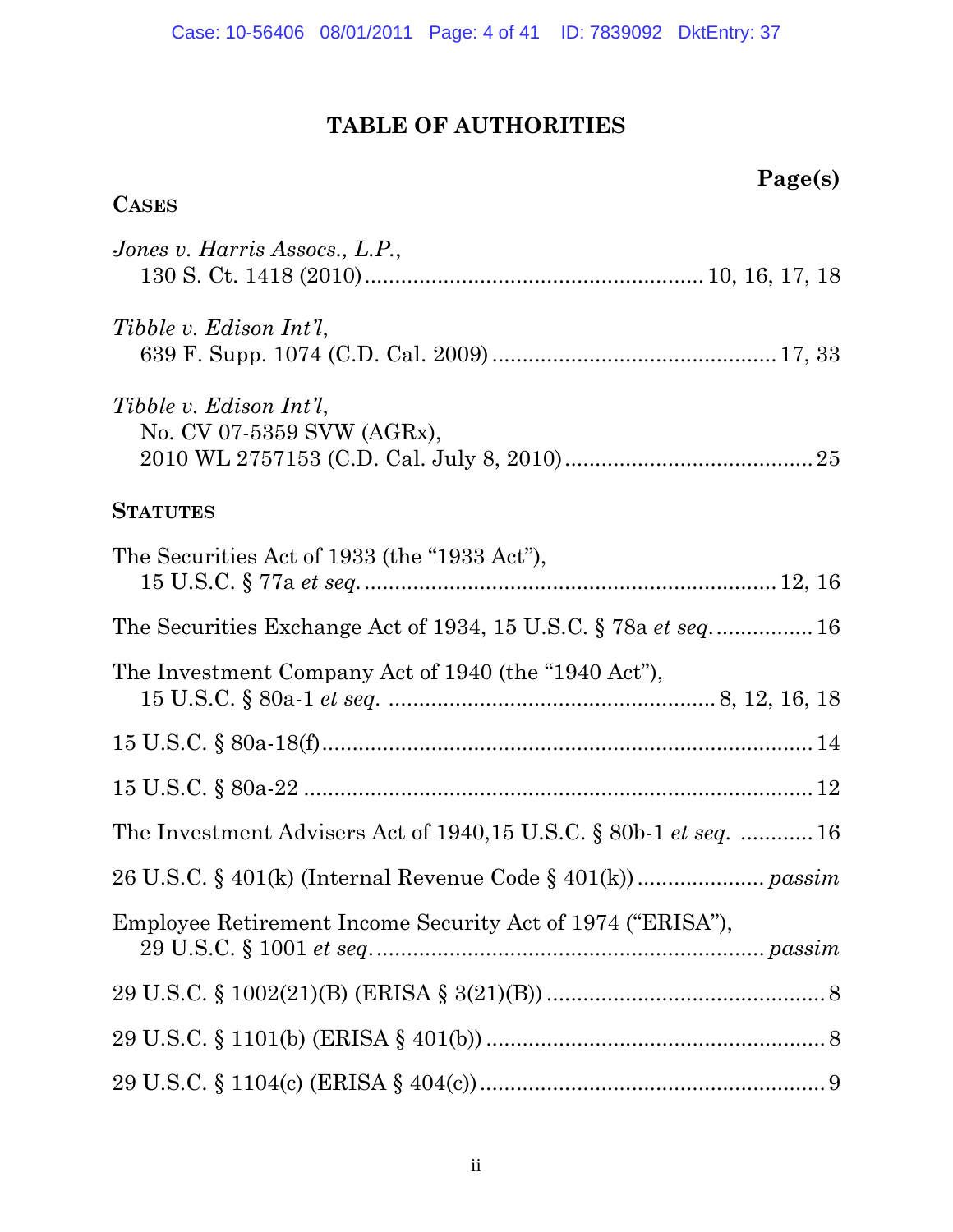# TABLE OF AUTHORITIES

**Page(s)**

**CASES**

*Jones v. Harris Assocs., L.P.*,
130 S. Ct. 1418 (2010) ....................................................... 10, 16, 17, 18

*Tibble v. Edison Int'l*,
639 F. Supp. 1074 (C.D. Cal. 2009) ............................................... 17, 33

*Tibble v. Edison Int'l*,
No. CV 07-5359 SVW (AGRx),
2010 WL 2757153 (C.D. Cal. July 8, 2010) ......................................... 25

**STATUTES**

The Securities Act of 1933 (the "1933 Act"),
15 U.S.C. § 77a *et seq.* ................................................................... 12, 16

The Securities Exchange Act of 1934, 15 U.S.C. § 78a *et seq.* ................ 16

The Investment Company Act of 1940 (the "1940 Act"),
15 U.S.C. § 80a-1 *et seq.* ...................................................... 8, 12, 16, 18

15 U.S.C. § 80a-18(f) ................................................................................. 14

15 U.S.C. § 80a-22 .................................................................................... 12

The Investment Advisers Act of 1940,15 U.S.C. § 80b-1 *et seq.* ............ 16

26 U.S.C. § 401(k) (Internal Revenue Code § 401(k)) ..................... *passim*

Employee Retirement Income Security Act of 1974 ("ERISA"),
29 U.S.C. § 1001 *et seq.* ................................................................ *passim*

29 U.S.C. § 1002(21)(B) (ERISA § 3(21)(B)) .............................................. 8

29 U.S.C. § 1101(b) (ERISA § 401(b)) ........................................................ 8

29 U.S.C. § 1104(c) (ERISA § 404(c)) ........................................................ 9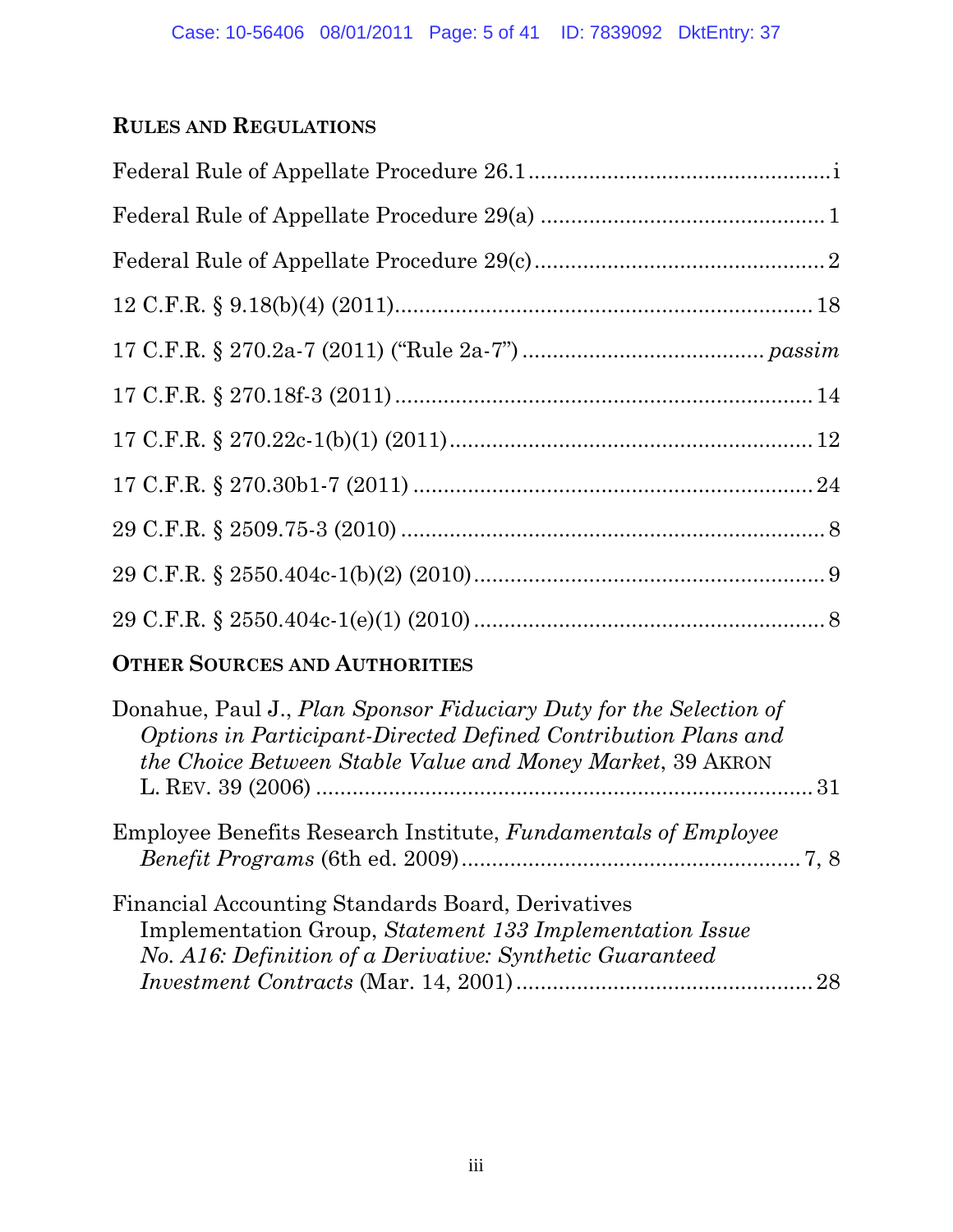## RULES AND REGULATIONS

Federal Rule of Appellate Procedure 26.1 .................................................. i

Federal Rule of Appellate Procedure 29(a) ............................................... 1

Federal Rule of Appellate Procedure 29(c) ................................................ 2

12 C.F.R. § 9.18(b)(4) (2011) ..................................................................... 18

17 C.F.R. § 270.2a-7 (2011) ("Rule 2a-7") ....................................... *passim*

17 C.F.R. § 270.18f-3 (2011) ..................................................................... 14

17 C.F.R. § 270.22c-1(b)(1) (2011) ............................................................ 12

17 C.F.R. § 270.30b1-7 (2011) .................................................................. 24

29 C.F.R. § 2509.75-3 (2010) ...................................................................... 8

29 C.F.R. § 2550.404c-1(b)(2) (2010) .......................................................... 9

29 C.F.R. § 2550.404c-1(e)(1) (2010) .......................................................... 8

## OTHER SOURCES AND AUTHORITIES

Donahue, Paul J., *Plan Sponsor Fiduciary Duty for the Selection of Options in Participant-Directed Defined Contribution Plans and the Choice Between Stable Value and Money Market*, 39 AKRON L. REV. 39 (2006) .................................................................................. 31

Employee Benefits Research Institute, *Fundamentals of Employee Benefit Programs* (6th ed. 2009) ........................................................ 7, 8

Financial Accounting Standards Board, Derivatives Implementation Group, *Statement 133 Implementation Issue No. A16: Definition of a Derivative: Synthetic Guaranteed Investment Contracts* (Mar. 14, 2001) ................................................. 28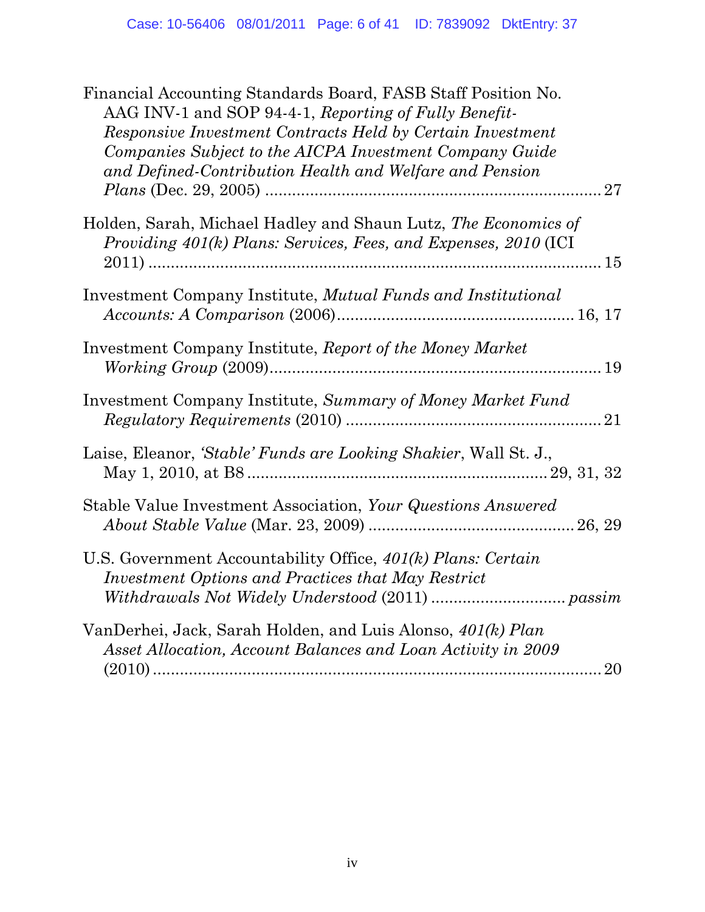Financial Accounting Standards Board, FASB Staff Position No. AAG INV-1 and SOP 94-4-1, *Reporting of Fully Benefit-Responsive Investment Contracts Held by Certain Investment Companies Subject to the AICPA Investment Company Guide and Defined-Contribution Health and Welfare and Pension Plans* (Dec. 29, 2005) .......... 27

Holden, Sarah, Michael Hadley and Shaun Lutz, *The Economics of Providing 401(k) Plans: Services, Fees, and Expenses, 2010* (ICI 2011) .......... 15

Investment Company Institute, *Mutual Funds and Institutional Accounts: A Comparison* (2006) .......... 16, 17

Investment Company Institute, *Report of the Money Market Working Group* (2009) .......... 19

Investment Company Institute, *Summary of Money Market Fund Regulatory Requirements* (2010) .......... 21

Laise, Eleanor, *'Stable' Funds are Looking Shakier*, Wall St. J., May 1, 2010, at B8 .......... 29, 31, 32

Stable Value Investment Association, *Your Questions Answered About Stable Value* (Mar. 23, 2009) .......... 26, 29

U.S. Government Accountability Office, *401(k) Plans: Certain Investment Options and Practices that May Restrict Withdrawals Not Widely Understood* (2011) .......... *passim*

VanDerhei, Jack, Sarah Holden, and Luis Alonso, *401(k) Plan Asset Allocation, Account Balances and Loan Activity in 2009* (2010) .......... 20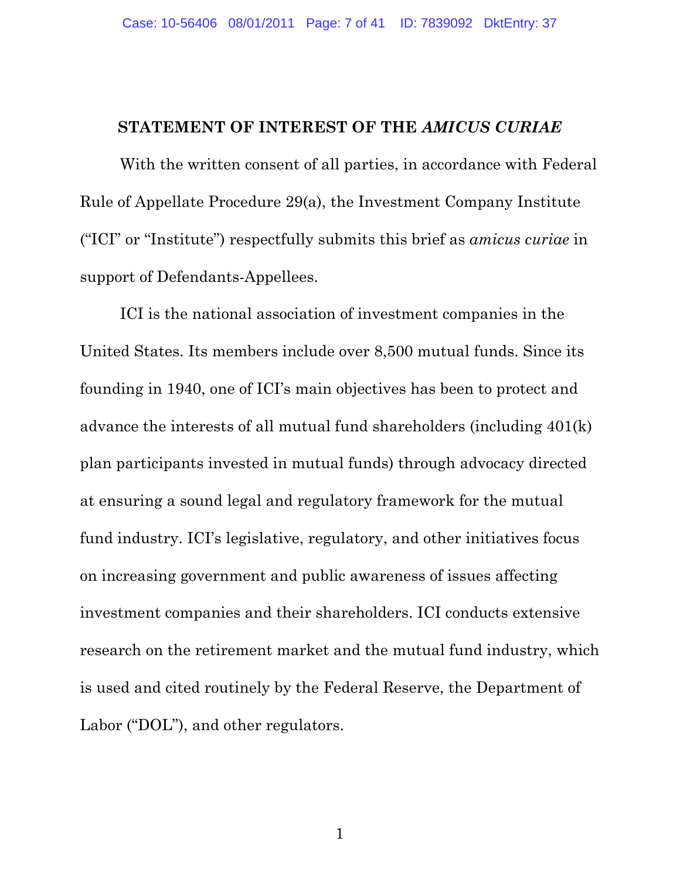## STATEMENT OF INTEREST OF THE *AMICUS CURIAE*

With the written consent of all parties, in accordance with Federal Rule of Appellate Procedure 29(a), the Investment Company Institute ("ICI" or "Institute") respectfully submits this brief as *amicus curiae* in support of Defendants-Appellees.

ICI is the national association of investment companies in the United States. Its members include over 8,500 mutual funds. Since its founding in 1940, one of ICI's main objectives has been to protect and advance the interests of all mutual fund shareholders (including 401(k) plan participants invested in mutual funds) through advocacy directed at ensuring a sound legal and regulatory framework for the mutual fund industry. ICI's legislative, regulatory, and other initiatives focus on increasing government and public awareness of issues affecting investment companies and their shareholders. ICI conducts extensive research on the retirement market and the mutual fund industry, which is used and cited routinely by the Federal Reserve, the Department of Labor ("DOL"), and other regulators.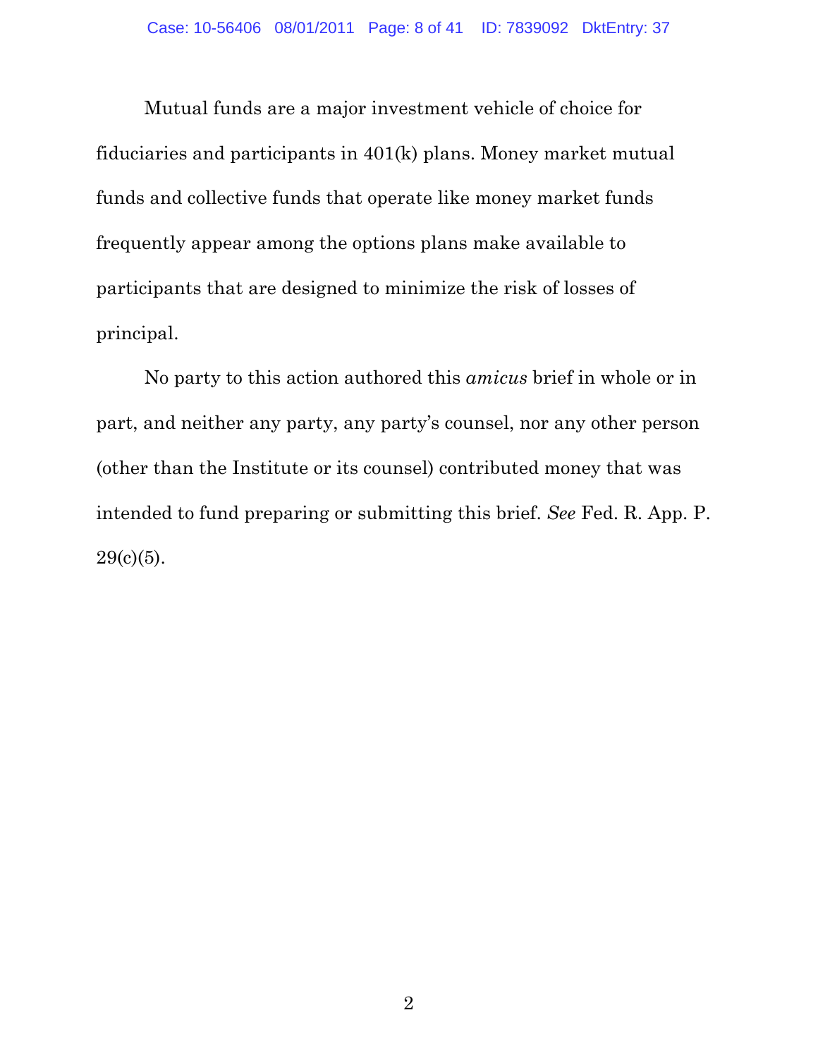Mutual funds are a major investment vehicle of choice for fiduciaries and participants in 401(k) plans. Money market mutual funds and collective funds that operate like money market funds frequently appear among the options plans make available to participants that are designed to minimize the risk of losses of principal.

No party to this action authored this *amicus* brief in whole or in part, and neither any party, any party's counsel, nor any other person (other than the Institute or its counsel) contributed money that was intended to fund preparing or submitting this brief. *See* Fed. R. App. P. 29(c)(5).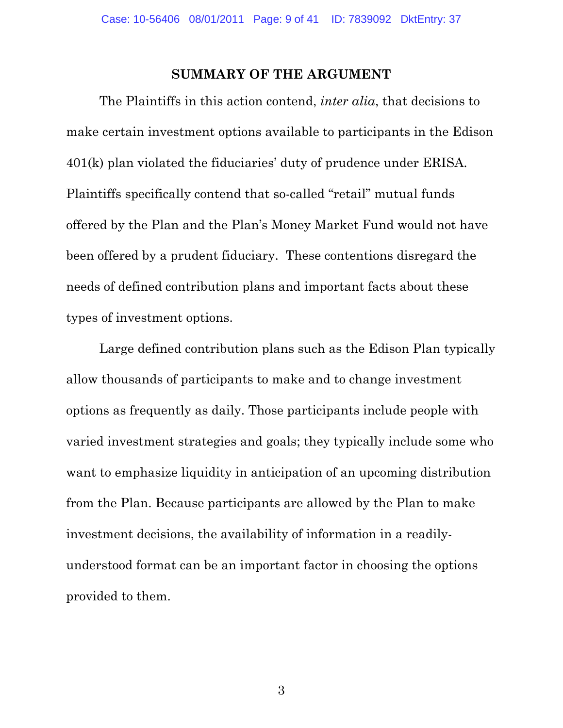## SUMMARY OF THE ARGUMENT

The Plaintiffs in this action contend, *inter alia*, that decisions to make certain investment options available to participants in the Edison 401(k) plan violated the fiduciaries' duty of prudence under ERISA. Plaintiffs specifically contend that so-called "retail" mutual funds offered by the Plan and the Plan's Money Market Fund would not have been offered by a prudent fiduciary. These contentions disregard the needs of defined contribution plans and important facts about these types of investment options.

Large defined contribution plans such as the Edison Plan typically allow thousands of participants to make and to change investment options as frequently as daily. Those participants include people with varied investment strategies and goals; they typically include some who want to emphasize liquidity in anticipation of an upcoming distribution from the Plan. Because participants are allowed by the Plan to make investment decisions, the availability of information in a readily-understood format can be an important factor in choosing the options provided to them.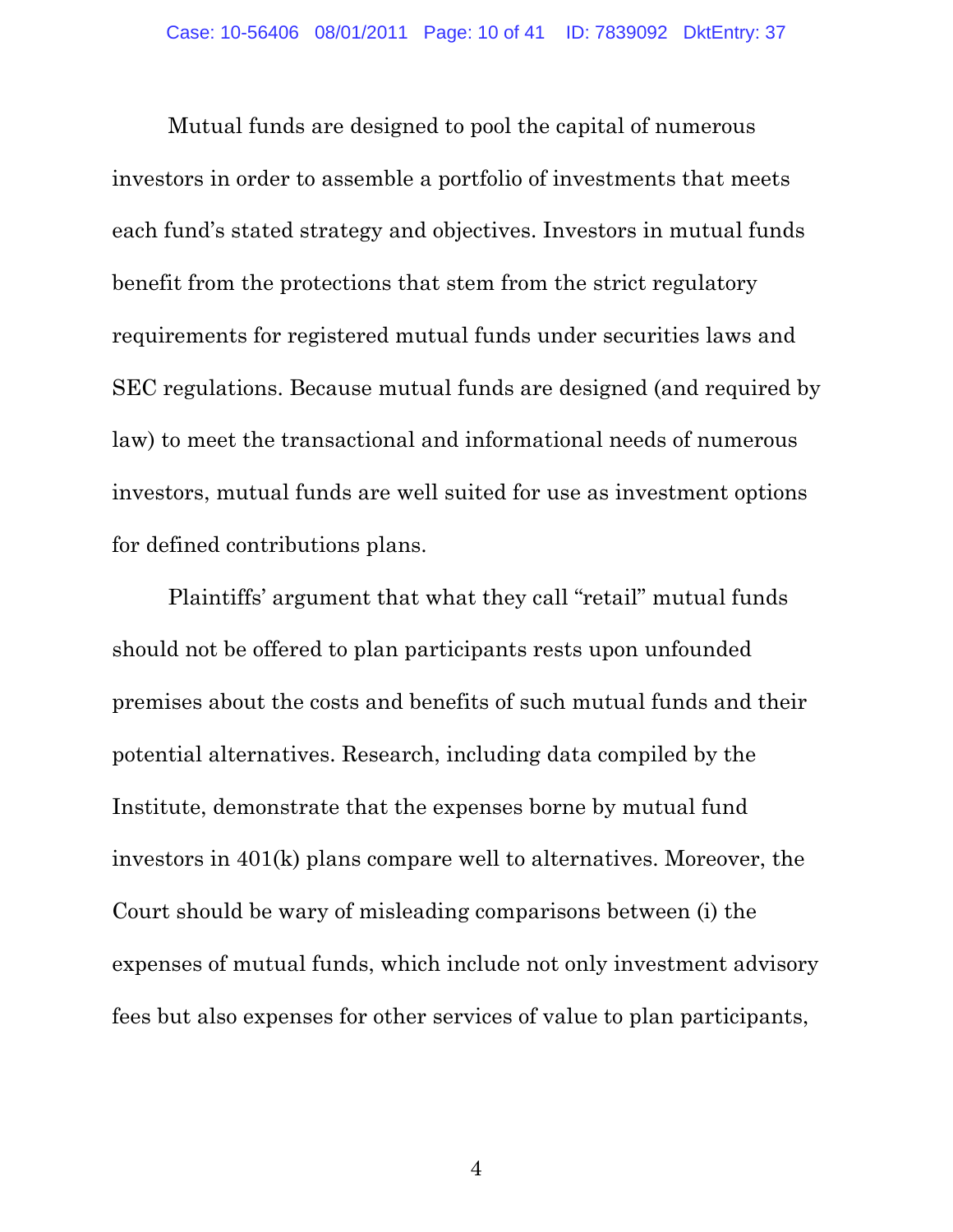Mutual funds are designed to pool the capital of numerous investors in order to assemble a portfolio of investments that meets each fund's stated strategy and objectives. Investors in mutual funds benefit from the protections that stem from the strict regulatory requirements for registered mutual funds under securities laws and SEC regulations. Because mutual funds are designed (and required by law) to meet the transactional and informational needs of numerous investors, mutual funds are well suited for use as investment options for defined contributions plans.

Plaintiffs' argument that what they call "retail" mutual funds should not be offered to plan participants rests upon unfounded premises about the costs and benefits of such mutual funds and their potential alternatives. Research, including data compiled by the Institute, demonstrate that the expenses borne by mutual fund investors in 401(k) plans compare well to alternatives. Moreover, the Court should be wary of misleading comparisons between (i) the expenses of mutual funds, which include not only investment advisory fees but also expenses for other services of value to plan participants,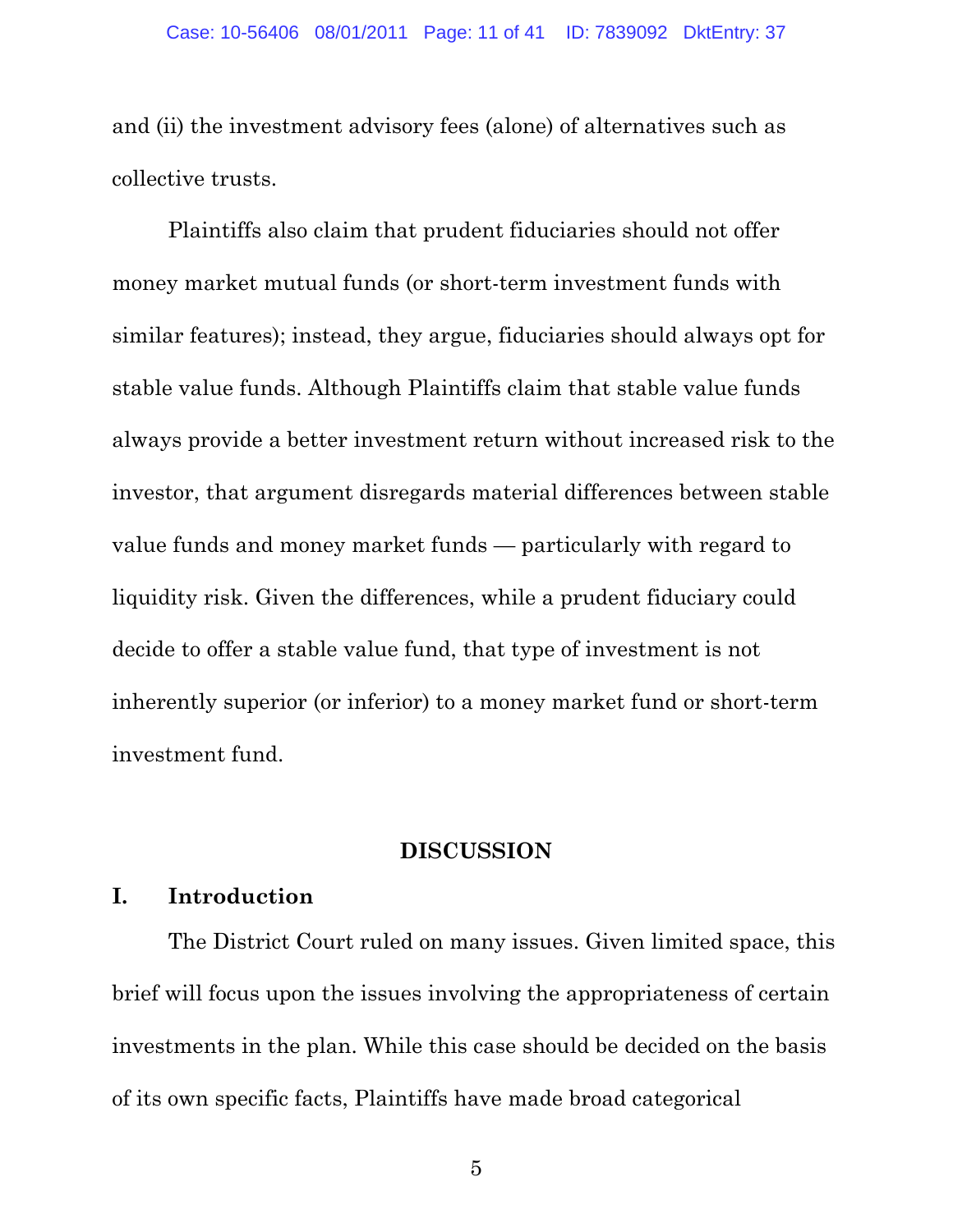and (ii) the investment advisory fees (alone) of alternatives such as collective trusts.

Plaintiffs also claim that prudent fiduciaries should not offer money market mutual funds (or short-term investment funds with similar features); instead, they argue, fiduciaries should always opt for stable value funds. Although Plaintiffs claim that stable value funds always provide a better investment return without increased risk to the investor, that argument disregards material differences between stable value funds and money market funds — particularly with regard to liquidity risk. Given the differences, while a prudent fiduciary could decide to offer a stable value fund, that type of investment is not inherently superior (or inferior) to a money market fund or short-term investment fund.

## DISCUSSION

### I. Introduction

The District Court ruled on many issues. Given limited space, this brief will focus upon the issues involving the appropriateness of certain investments in the plan. While this case should be decided on the basis of its own specific facts, Plaintiffs have made broad categorical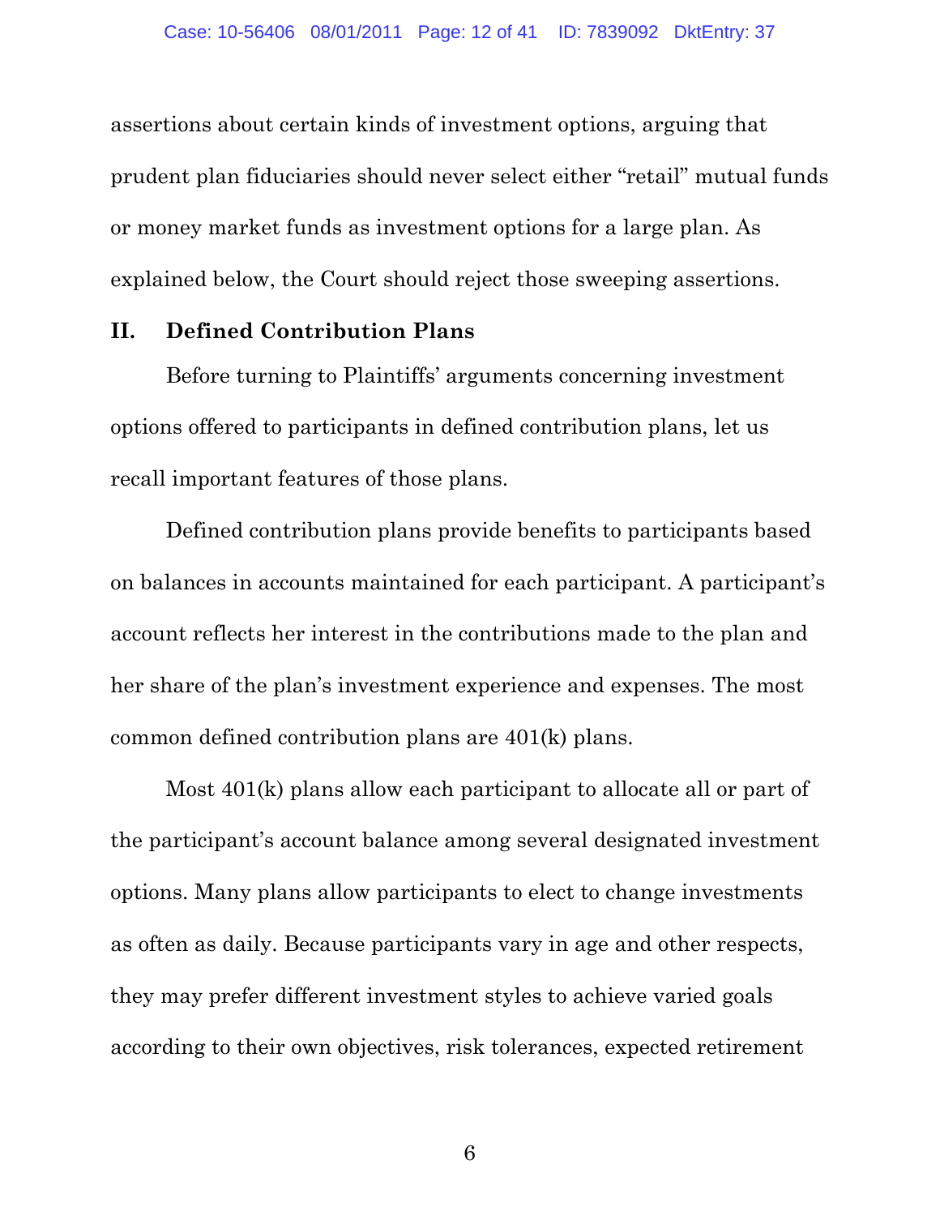assertions about certain kinds of investment options, arguing that prudent plan fiduciaries should never select either "retail" mutual funds or money market funds as investment options for a large plan. As explained below, the Court should reject those sweeping assertions.

## II. Defined Contribution Plans

Before turning to Plaintiffs' arguments concerning investment options offered to participants in defined contribution plans, let us recall important features of those plans.

Defined contribution plans provide benefits to participants based on balances in accounts maintained for each participant. A participant's account reflects her interest in the contributions made to the plan and her share of the plan's investment experience and expenses. The most common defined contribution plans are 401(k) plans.

Most 401(k) plans allow each participant to allocate all or part of the participant's account balance among several designated investment options. Many plans allow participants to elect to change investments as often as daily. Because participants vary in age and other respects, they may prefer different investment styles to achieve varied goals according to their own objectives, risk tolerances, expected retirement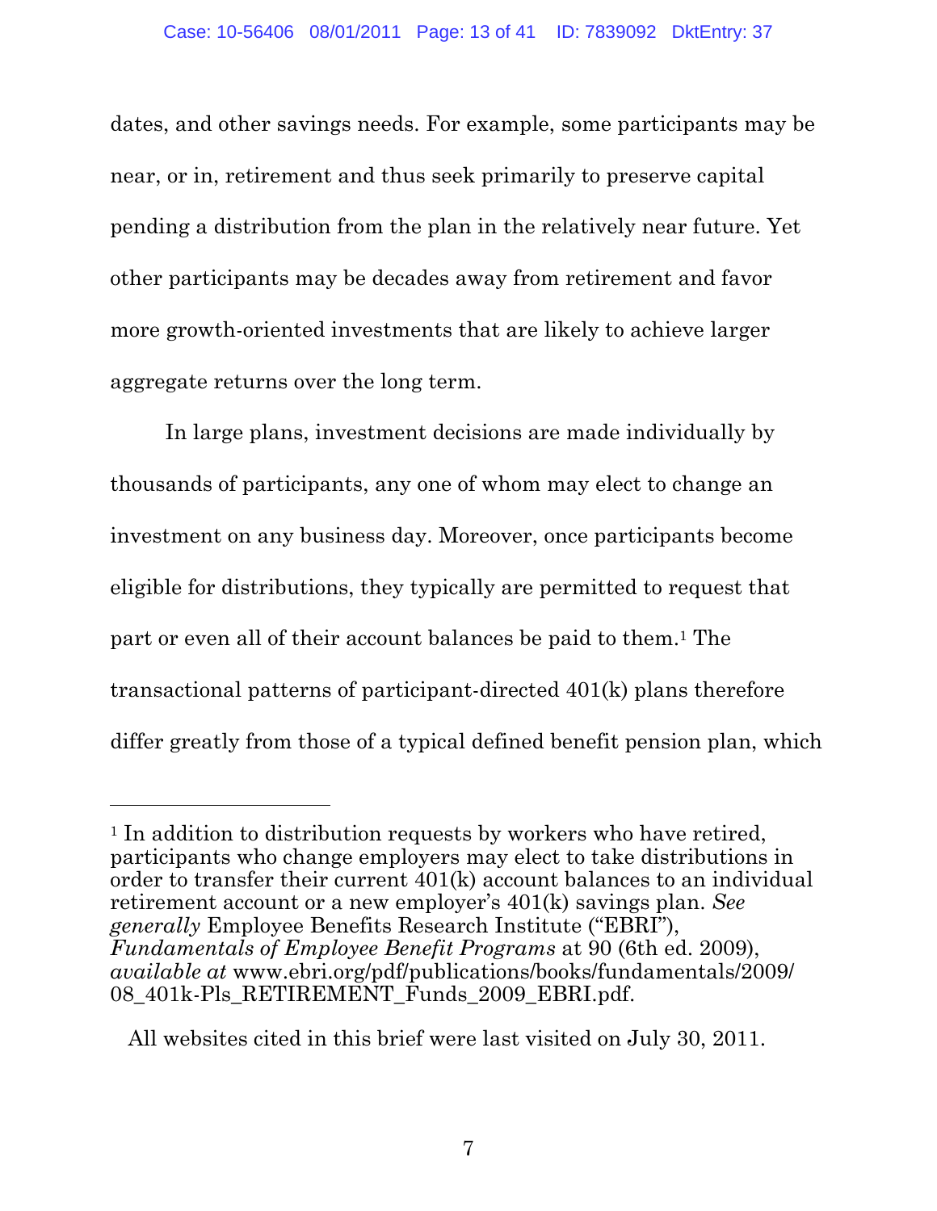dates, and other savings needs. For example, some participants may be near, or in, retirement and thus seek primarily to preserve capital pending a distribution from the plan in the relatively near future. Yet other participants may be decades away from retirement and favor more growth-oriented investments that are likely to achieve larger aggregate returns over the long term.

In large plans, investment decisions are made individually by thousands of participants, any one of whom may elect to change an investment on any business day. Moreover, once participants become eligible for distributions, they typically are permitted to request that part or even all of their account balances be paid to them.[1] The transactional patterns of participant-directed 401(k) plans therefore differ greatly from those of a typical defined benefit pension plan, which

---

[1] In addition to distribution requests by workers who have retired, participants who change employers may elect to take distributions in order to transfer their current 401(k) account balances to an individual retirement account or a new employer's 401(k) savings plan. *See generally* Employee Benefits Research Institute ("EBRI"), *Fundamentals of Employee Benefit Programs* at 90 (6th ed. 2009), *available at* www.ebri.org/pdf/publications/books/fundamentals/2009/08_401k-Pls_RETIREMENT_Funds_2009_EBRI.pdf.

All websites cited in this brief were last visited on July 30, 2011.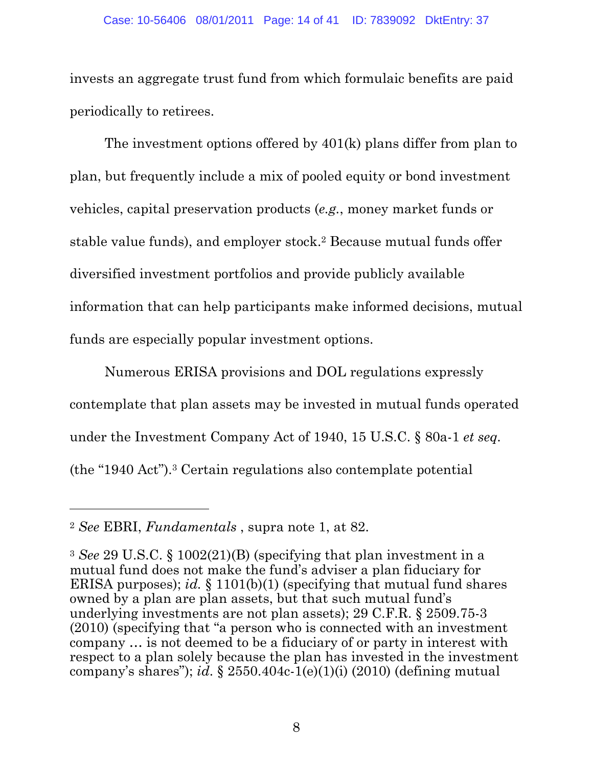invests an aggregate trust fund from which formulaic benefits are paid periodically to retirees.

The investment options offered by 401(k) plans differ from plan to plan, but frequently include a mix of pooled equity or bond investment vehicles, capital preservation products (*e.g.*, money market funds or stable value funds), and employer stock.[2] Because mutual funds offer diversified investment portfolios and provide publicly available information that can help participants make informed decisions, mutual funds are especially popular investment options.

Numerous ERISA provisions and DOL regulations expressly contemplate that plan assets may be invested in mutual funds operated under the Investment Company Act of 1940, 15 U.S.C. § 80a-1 *et seq.* (the "1940 Act").[3] Certain regulations also contemplate potential

---

[2] *See* EBRI, *Fundamentals* , supra note 1, at 82.

[3] *See* 29 U.S.C. § 1002(21)(B) (specifying that plan investment in a mutual fund does not make the fund's adviser a plan fiduciary for ERISA purposes); *id.* § 1101(b)(1) (specifying that mutual fund shares owned by a plan are plan assets, but that such mutual fund's underlying investments are not plan assets); 29 C.F.R. § 2509.75-3 (2010) (specifying that "a person who is connected with an investment company … is not deemed to be a fiduciary of or party in interest with respect to a plan solely because the plan has invested in the investment company's shares"); *id.* § 2550.404c-1(e)(1)(i) (2010) (defining mutual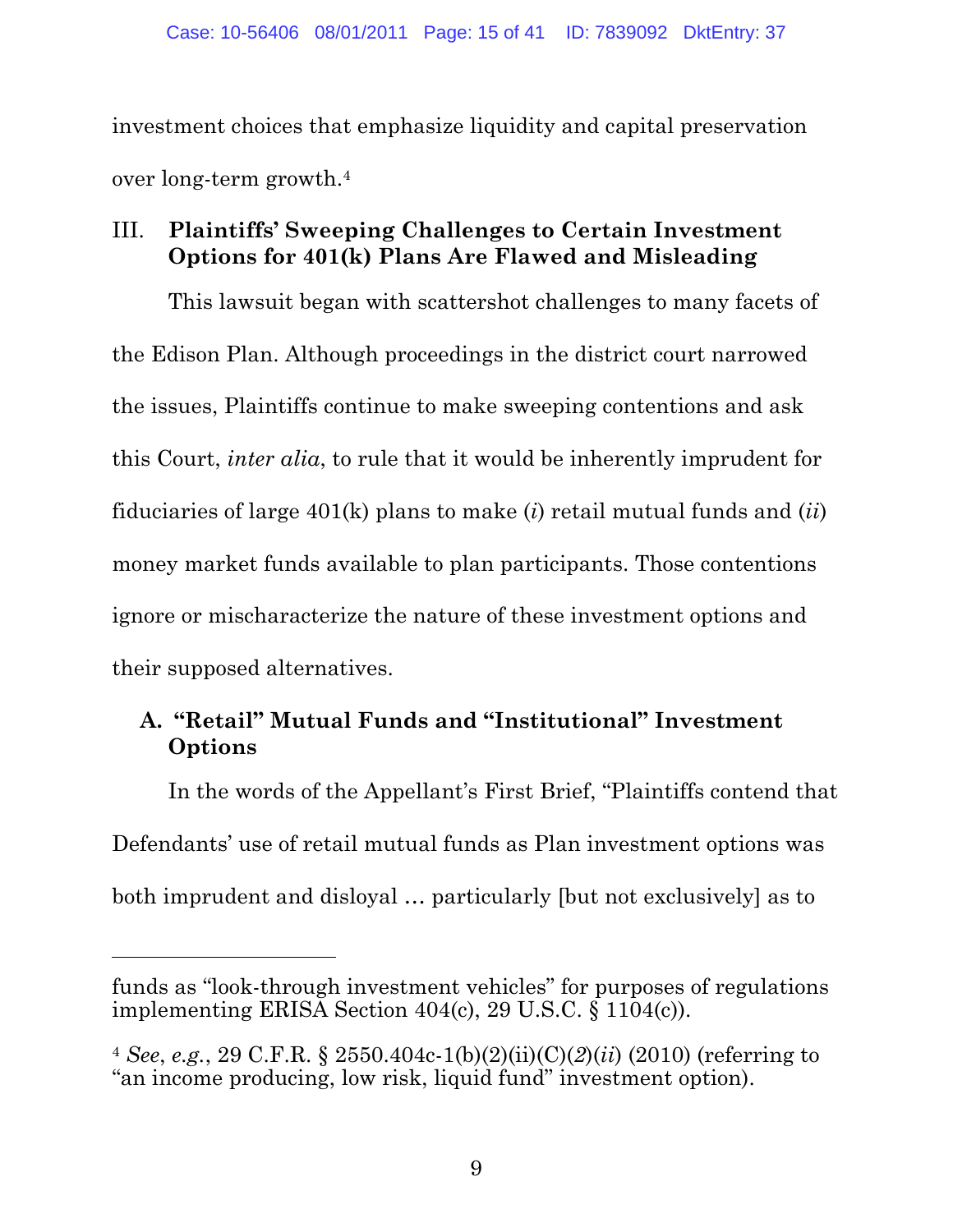investment choices that emphasize liquidity and capital preservation over long-term growth.[4]

## III. Plaintiffs' Sweeping Challenges to Certain Investment Options for 401(k) Plans Are Flawed and Misleading

This lawsuit began with scattershot challenges to many facets of the Edison Plan. Although proceedings in the district court narrowed the issues, Plaintiffs continue to make sweeping contentions and ask this Court, *inter alia*, to rule that it would be inherently imprudent for fiduciaries of large 401(k) plans to make (*i*) retail mutual funds and (*ii*) money market funds available to plan participants. Those contentions ignore or mischaracterize the nature of these investment options and their supposed alternatives.

### A. "Retail" Mutual Funds and "Institutional" Investment Options

In the words of the Appellant's First Brief, "Plaintiffs contend that Defendants' use of retail mutual funds as Plan investment options was both imprudent and disloyal … particularly [but not exclusively] as to

---

funds as "look-through investment vehicles" for purposes of regulations implementing ERISA Section 404(c), 29 U.S.C. § 1104(c)).

[4] *See*, *e.g.*, 29 C.F.R. § 2550.404c-1(b)(2)(ii)(C)(*2*)(*ii*) (2010) (referring to "an income producing, low risk, liquid fund" investment option).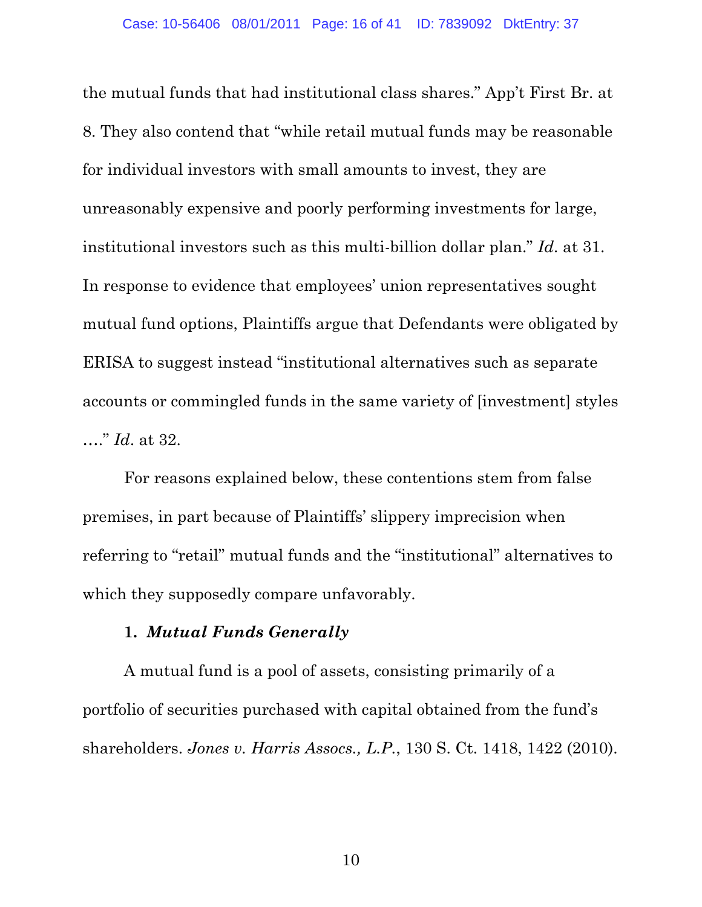the mutual funds that had institutional class shares." App't First Br. at 8. They also contend that "while retail mutual funds may be reasonable for individual investors with small amounts to invest, they are unreasonably expensive and poorly performing investments for large, institutional investors such as this multi-billion dollar plan." *Id*. at 31. In response to evidence that employees' union representatives sought mutual fund options, Plaintiffs argue that Defendants were obligated by ERISA to suggest instead "institutional alternatives such as separate accounts or commingled funds in the same variety of [investment] styles …." *Id*. at 32.

For reasons explained below, these contentions stem from false premises, in part because of Plaintiffs' slippery imprecision when referring to "retail" mutual funds and the "institutional" alternatives to which they supposedly compare unfavorably.

**1. *Mutual Funds Generally***

A mutual fund is a pool of assets, consisting primarily of a portfolio of securities purchased with capital obtained from the fund's shareholders. *Jones v. Harris Assocs., L.P.*, 130 S. Ct. 1418, 1422 (2010).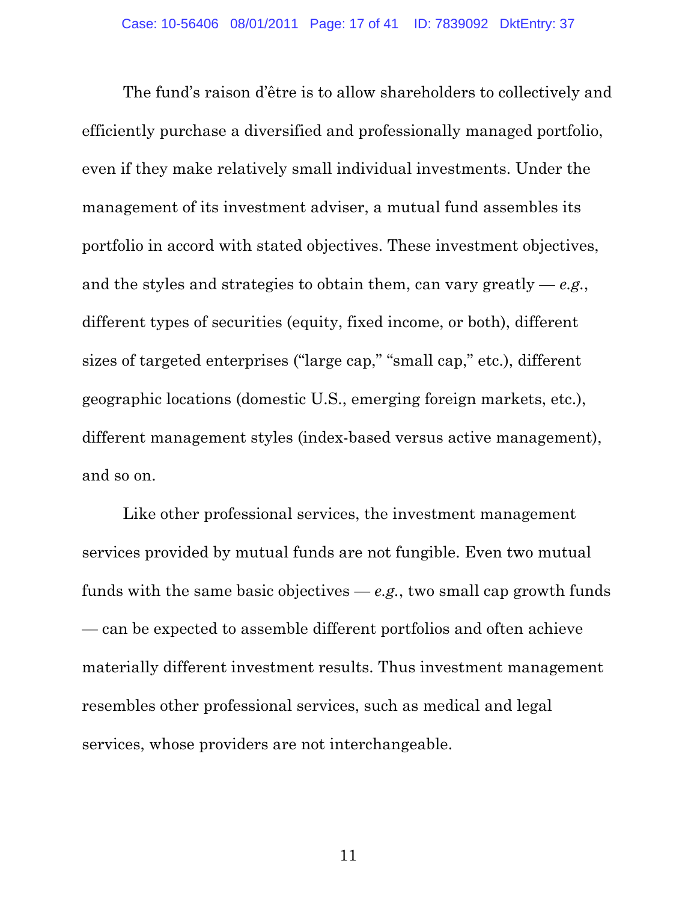The fund's raison d'être is to allow shareholders to collectively and efficiently purchase a diversified and professionally managed portfolio, even if they make relatively small individual investments. Under the management of its investment adviser, a mutual fund assembles its portfolio in accord with stated objectives. These investment objectives, and the styles and strategies to obtain them, can vary greatly — *e.g.*, different types of securities (equity, fixed income, or both), different sizes of targeted enterprises ("large cap," "small cap," etc.), different geographic locations (domestic U.S., emerging foreign markets, etc.), different management styles (index-based versus active management), and so on.

Like other professional services, the investment management services provided by mutual funds are not fungible. Even two mutual funds with the same basic objectives — *e.g.*, two small cap growth funds — can be expected to assemble different portfolios and often achieve materially different investment results. Thus investment management resembles other professional services, such as medical and legal services, whose providers are not interchangeable.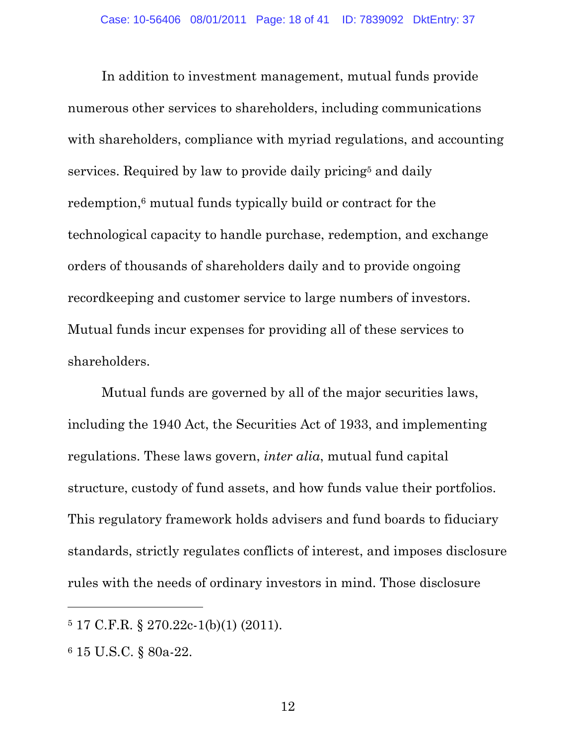In addition to investment management, mutual funds provide numerous other services to shareholders, including communications with shareholders, compliance with myriad regulations, and accounting services. Required by law to provide daily pricing[5] and daily redemption,[6] mutual funds typically build or contract for the technological capacity to handle purchase, redemption, and exchange orders of thousands of shareholders daily and to provide ongoing recordkeeping and customer service to large numbers of investors. Mutual funds incur expenses for providing all of these services to shareholders.

Mutual funds are governed by all of the major securities laws, including the 1940 Act, the Securities Act of 1933, and implementing regulations. These laws govern, *inter alia*, mutual fund capital structure, custody of fund assets, and how funds value their portfolios. This regulatory framework holds advisers and fund boards to fiduciary standards, strictly regulates conflicts of interest, and imposes disclosure rules with the needs of ordinary investors in mind. Those disclosure

---

[5] 17 C.F.R. § 270.22c-1(b)(1) (2011).

[6] 15 U.S.C. § 80a-22.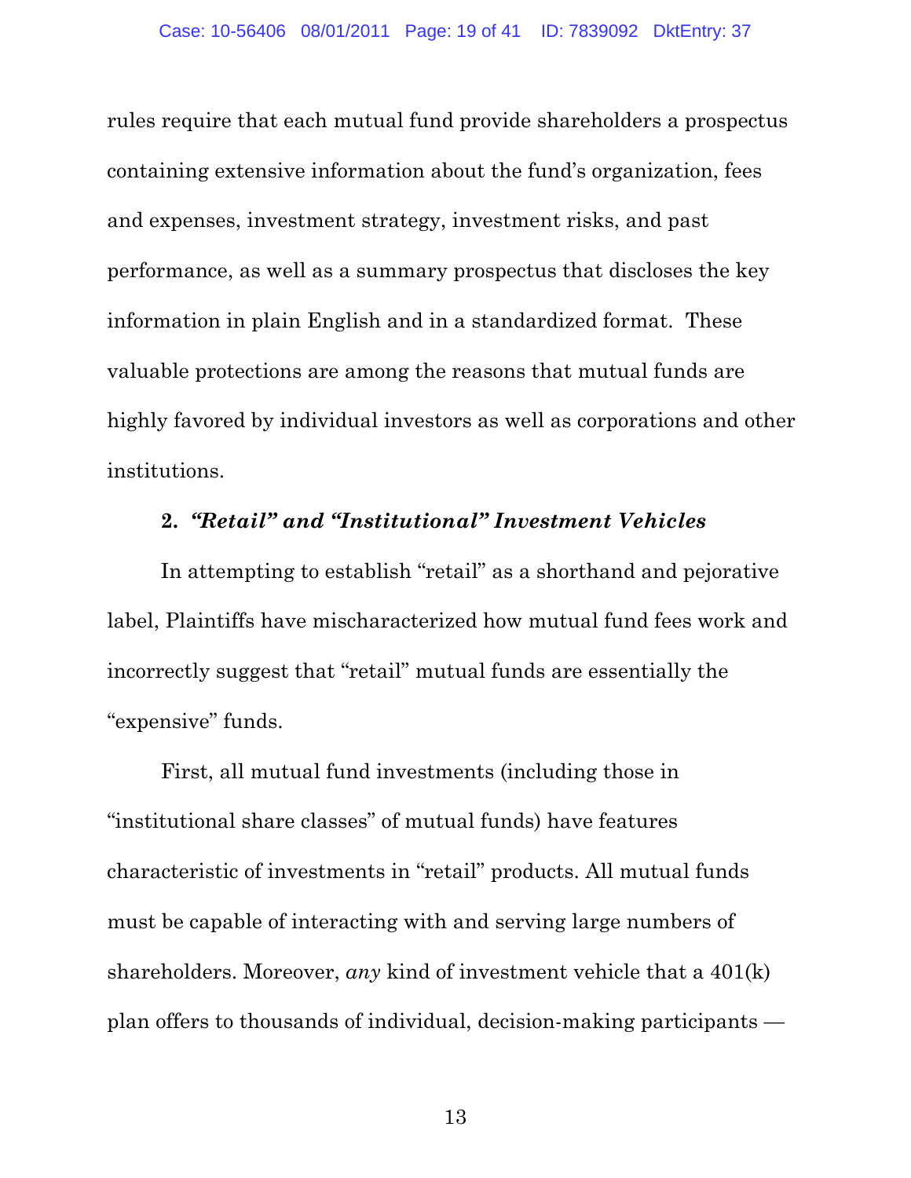rules require that each mutual fund provide shareholders a prospectus containing extensive information about the fund's organization, fees and expenses, investment strategy, investment risks, and past performance, as well as a summary prospectus that discloses the key information in plain English and in a standardized format. These valuable protections are among the reasons that mutual funds are highly favored by individual investors as well as corporations and other institutions.

### 2. *"Retail" and "Institutional" Investment Vehicles*

In attempting to establish "retail" as a shorthand and pejorative label, Plaintiffs have mischaracterized how mutual fund fees work and incorrectly suggest that "retail" mutual funds are essentially the "expensive" funds.

First, all mutual fund investments (including those in "institutional share classes" of mutual funds) have features characteristic of investments in "retail" products. All mutual funds must be capable of interacting with and serving large numbers of shareholders. Moreover, *any* kind of investment vehicle that a 401(k) plan offers to thousands of individual, decision-making participants —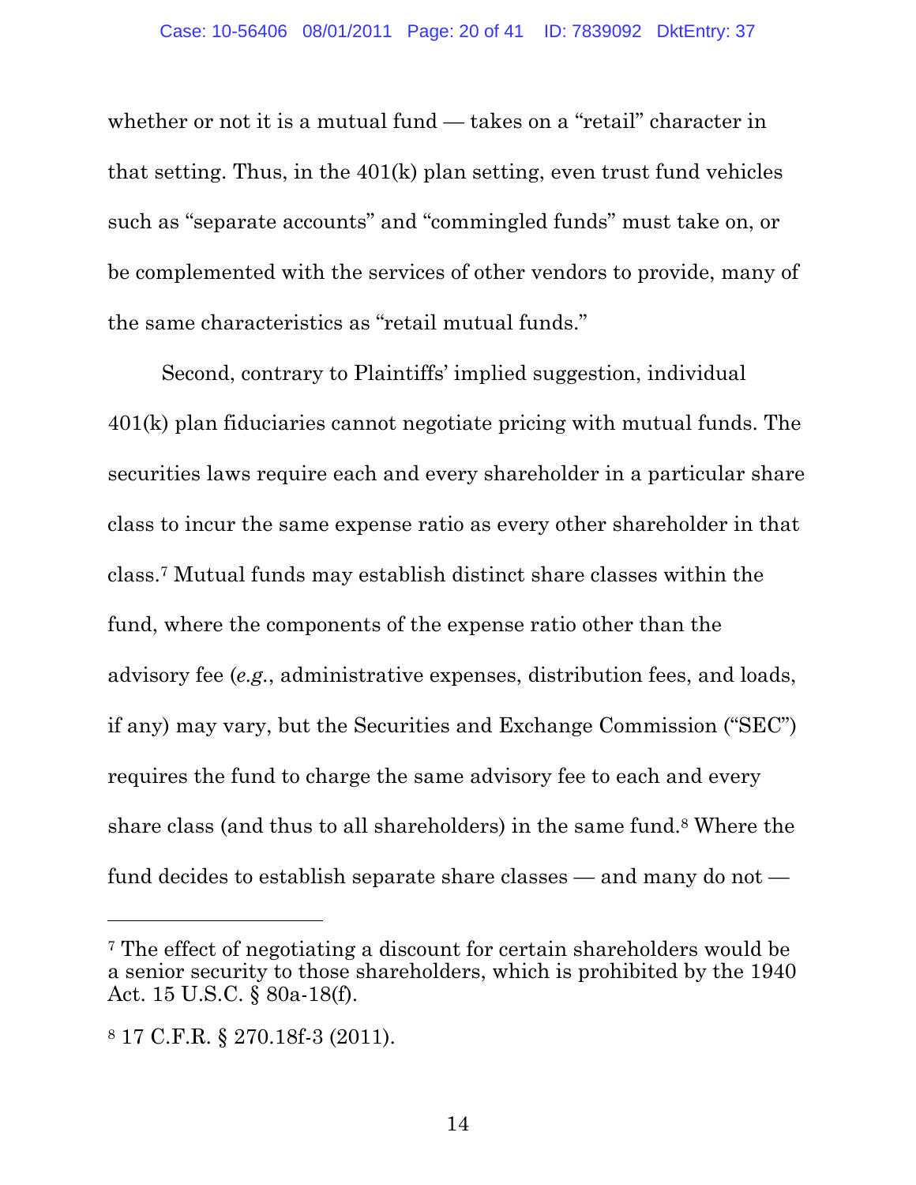whether or not it is a mutual fund — takes on a "retail" character in that setting. Thus, in the 401(k) plan setting, even trust fund vehicles such as "separate accounts" and "commingled funds" must take on, or be complemented with the services of other vendors to provide, many of the same characteristics as "retail mutual funds."

Second, contrary to Plaintiffs' implied suggestion, individual 401(k) plan fiduciaries cannot negotiate pricing with mutual funds. The securities laws require each and every shareholder in a particular share class to incur the same expense ratio as every other shareholder in that class.[7] Mutual funds may establish distinct share classes within the fund, where the components of the expense ratio other than the advisory fee (*e.g.*, administrative expenses, distribution fees, and loads, if any) may vary, but the Securities and Exchange Commission ("SEC") requires the fund to charge the same advisory fee to each and every share class (and thus to all shareholders) in the same fund.[8] Where the fund decides to establish separate share classes — and many do not —

---

[7] The effect of negotiating a discount for certain shareholders would be a senior security to those shareholders, which is prohibited by the 1940 Act. 15 U.S.C. § 80a-18(f).

[8] 17 C.F.R. § 270.18f-3 (2011).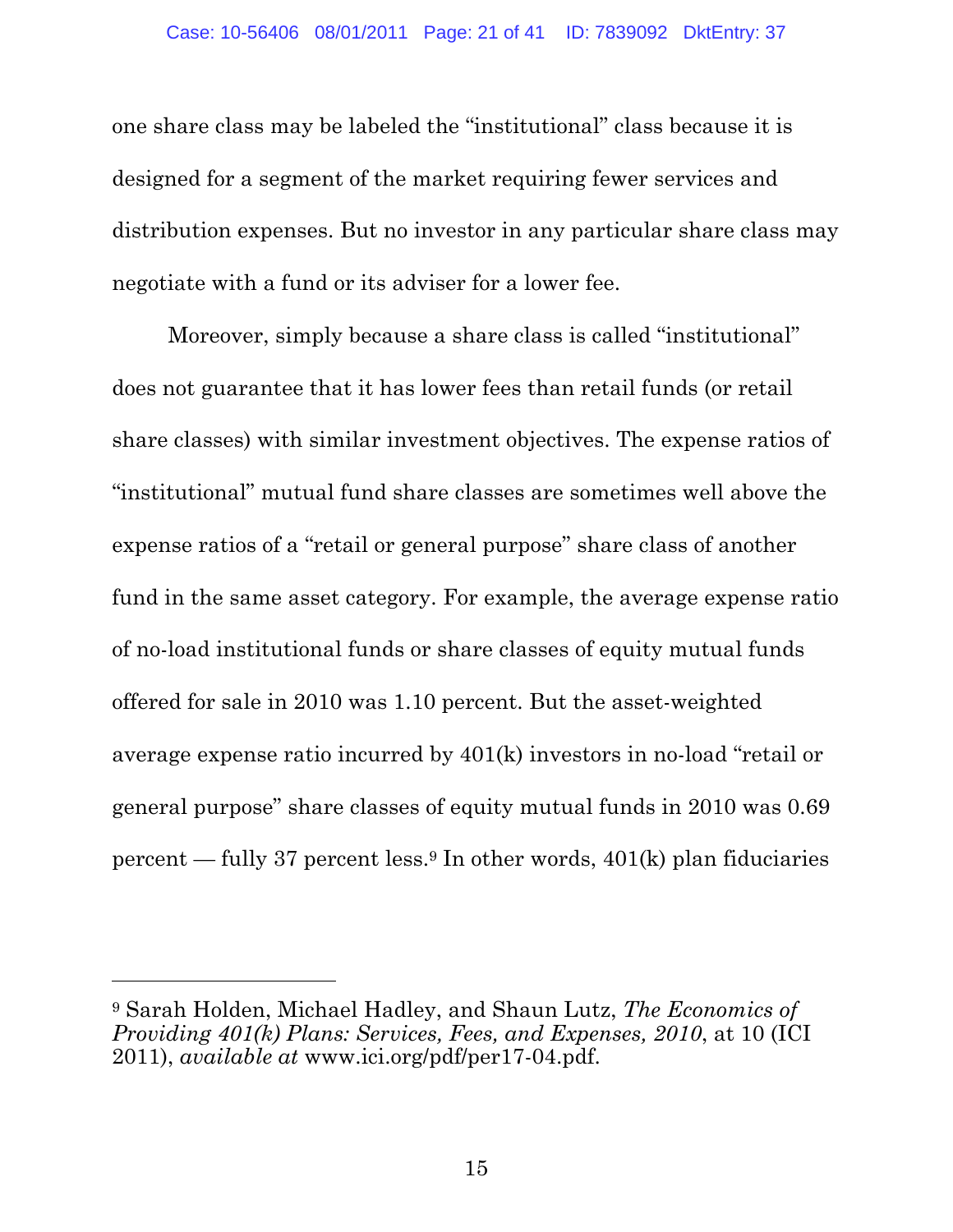one share class may be labeled the "institutional" class because it is designed for a segment of the market requiring fewer services and distribution expenses. But no investor in any particular share class may negotiate with a fund or its adviser for a lower fee.

Moreover, simply because a share class is called "institutional" does not guarantee that it has lower fees than retail funds (or retail share classes) with similar investment objectives. The expense ratios of "institutional" mutual fund share classes are sometimes well above the expense ratios of a "retail or general purpose" share class of another fund in the same asset category. For example, the average expense ratio of no-load institutional funds or share classes of equity mutual funds offered for sale in 2010 was 1.10 percent. But the asset-weighted average expense ratio incurred by 401(k) investors in no-load "retail or general purpose" share classes of equity mutual funds in 2010 was 0.69 percent — fully 37 percent less.[9] In other words, 401(k) plan fiduciaries

---

[9] Sarah Holden, Michael Hadley, and Shaun Lutz, *The Economics of Providing 401(k) Plans: Services, Fees, and Expenses, 2010*, at 10 (ICI 2011), *available at* www.ici.org/pdf/per17-04.pdf.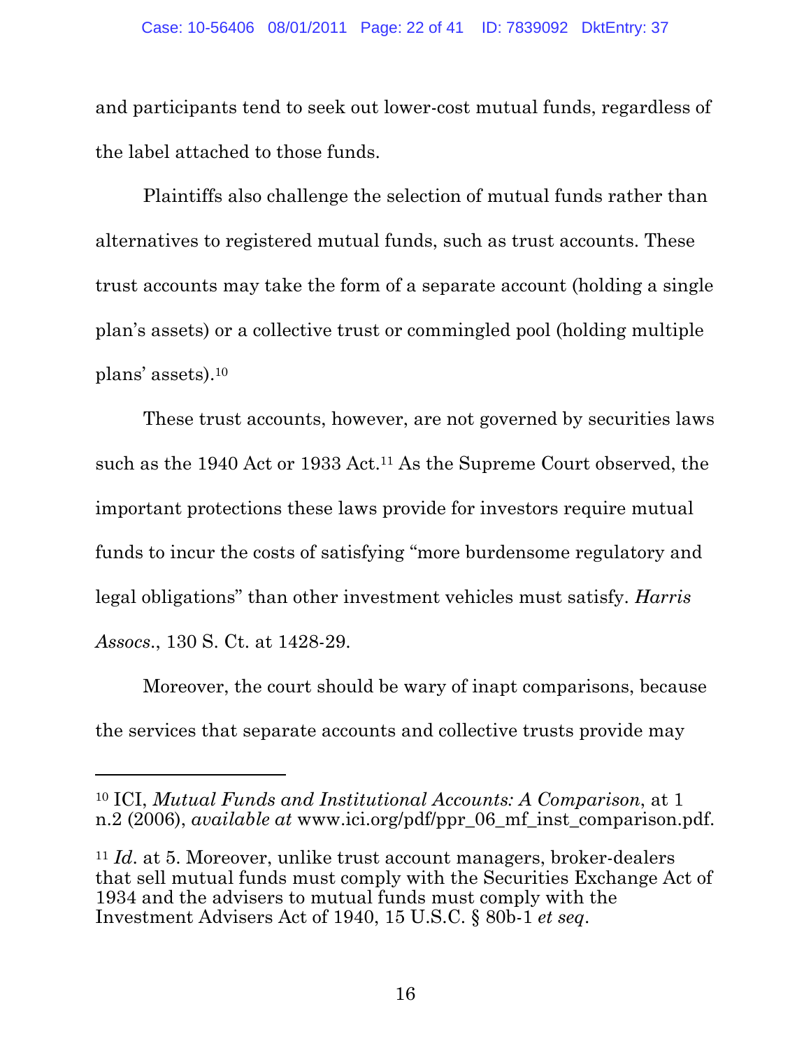and participants tend to seek out lower-cost mutual funds, regardless of the label attached to those funds.

Plaintiffs also challenge the selection of mutual funds rather than alternatives to registered mutual funds, such as trust accounts. These trust accounts may take the form of a separate account (holding a single plan's assets) or a collective trust or commingled pool (holding multiple plans' assets).[10]

These trust accounts, however, are not governed by securities laws such as the 1940 Act or 1933 Act.[11] As the Supreme Court observed, the important protections these laws provide for investors require mutual funds to incur the costs of satisfying "more burdensome regulatory and legal obligations" than other investment vehicles must satisfy. *Harris Assocs*., 130 S. Ct. at 1428-29.

Moreover, the court should be wary of inapt comparisons, because the services that separate accounts and collective trusts provide may

---

[10] ICI, *Mutual Funds and Institutional Accounts: A Comparison*, at 1 n.2 (2006), *available at* www.ici.org/pdf/ppr_06_mf_inst_comparison.pdf.

[11] *Id*. at 5. Moreover, unlike trust account managers, broker-dealers that sell mutual funds must comply with the Securities Exchange Act of 1934 and the advisers to mutual funds must comply with the Investment Advisers Act of 1940, 15 U.S.C. § 80b-1 *et seq*.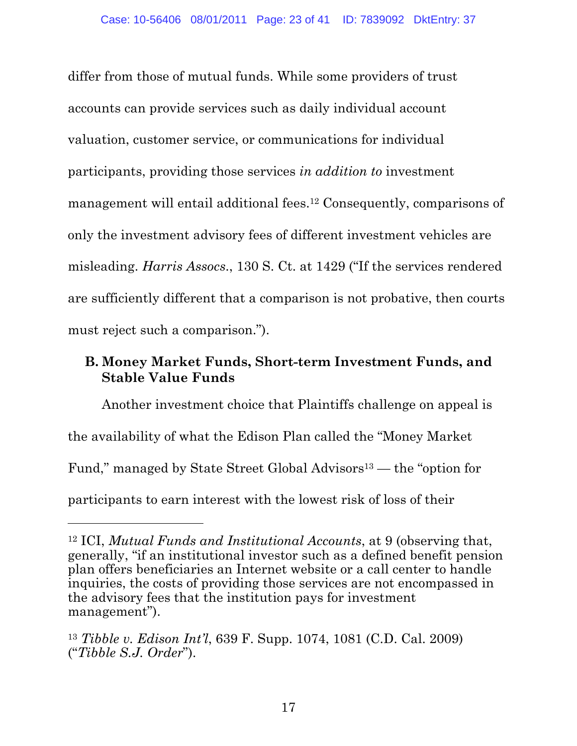differ from those of mutual funds. While some providers of trust accounts can provide services such as daily individual account valuation, customer service, or communications for individual participants, providing those services *in addition to* investment management will entail additional fees.[12] Consequently, comparisons of only the investment advisory fees of different investment vehicles are misleading. *Harris Assocs*., 130 S. Ct. at 1429 ("If the services rendered are sufficiently different that a comparison is not probative, then courts must reject such a comparison.").

### B. Money Market Funds, Short-term Investment Funds, and Stable Value Funds

Another investment choice that Plaintiffs challenge on appeal is the availability of what the Edison Plan called the "Money Market Fund," managed by State Street Global Advisors[13] — the "option for participants to earn interest with the lowest risk of loss of their

---

[12] ICI, *Mutual Funds and Institutional Accounts*, at 9 (observing that, generally, "if an institutional investor such as a defined benefit pension plan offers beneficiaries an Internet website or a call center to handle inquiries, the costs of providing those services are not encompassed in the advisory fees that the institution pays for investment management").

[13] *Tibble v. Edison Int'l*, 639 F. Supp. 1074, 1081 (C.D. Cal. 2009) ("*Tibble S.J. Order*").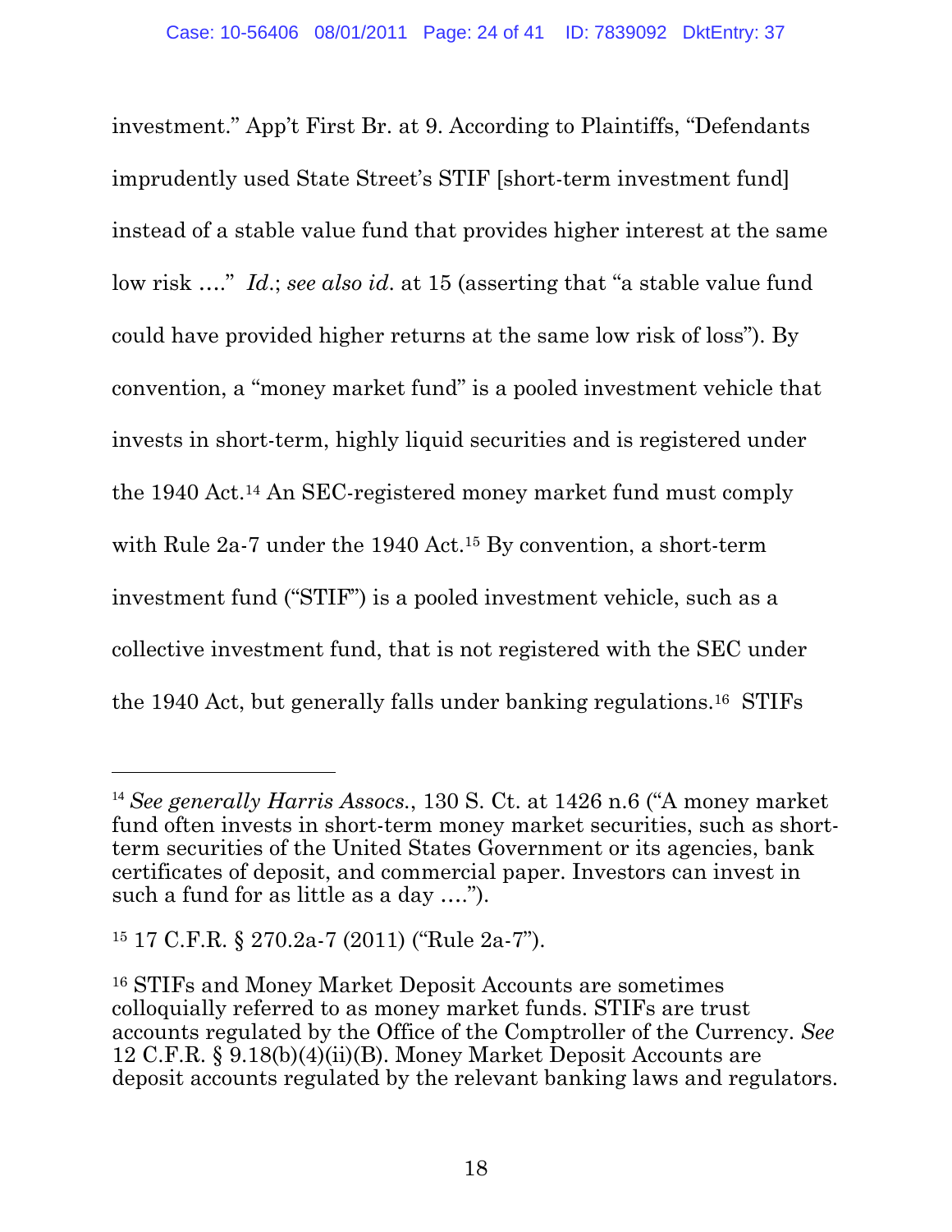investment." App't First Br. at 9. According to Plaintiffs, "Defendants imprudently used State Street's STIF [short-term investment fund] instead of a stable value fund that provides higher interest at the same low risk …." *Id.*; *see also id.* at 15 (asserting that "a stable value fund could have provided higher returns at the same low risk of loss"). By convention, a "money market fund" is a pooled investment vehicle that invests in short-term, highly liquid securities and is registered under the 1940 Act.[14] An SEC-registered money market fund must comply with Rule 2a-7 under the 1940 Act.[15] By convention, a short-term investment fund ("STIF") is a pooled investment vehicle, such as a collective investment fund, that is not registered with the SEC under the 1940 Act, but generally falls under banking regulations.[16] STIFs

---

[14] *See generally Harris Assocs.*, 130 S. Ct. at 1426 n.6 ("A money market fund often invests in short-term money market securities, such as short-term securities of the United States Government or its agencies, bank certificates of deposit, and commercial paper. Investors can invest in such a fund for as little as a day ….").

[15] 17 C.F.R. § 270.2a-7 (2011) ("Rule 2a-7").

[16] STIFs and Money Market Deposit Accounts are sometimes colloquially referred to as money market funds. STIFs are trust accounts regulated by the Office of the Comptroller of the Currency. *See* 12 C.F.R. § 9.18(b)(4)(ii)(B). Money Market Deposit Accounts are deposit accounts regulated by the relevant banking laws and regulators.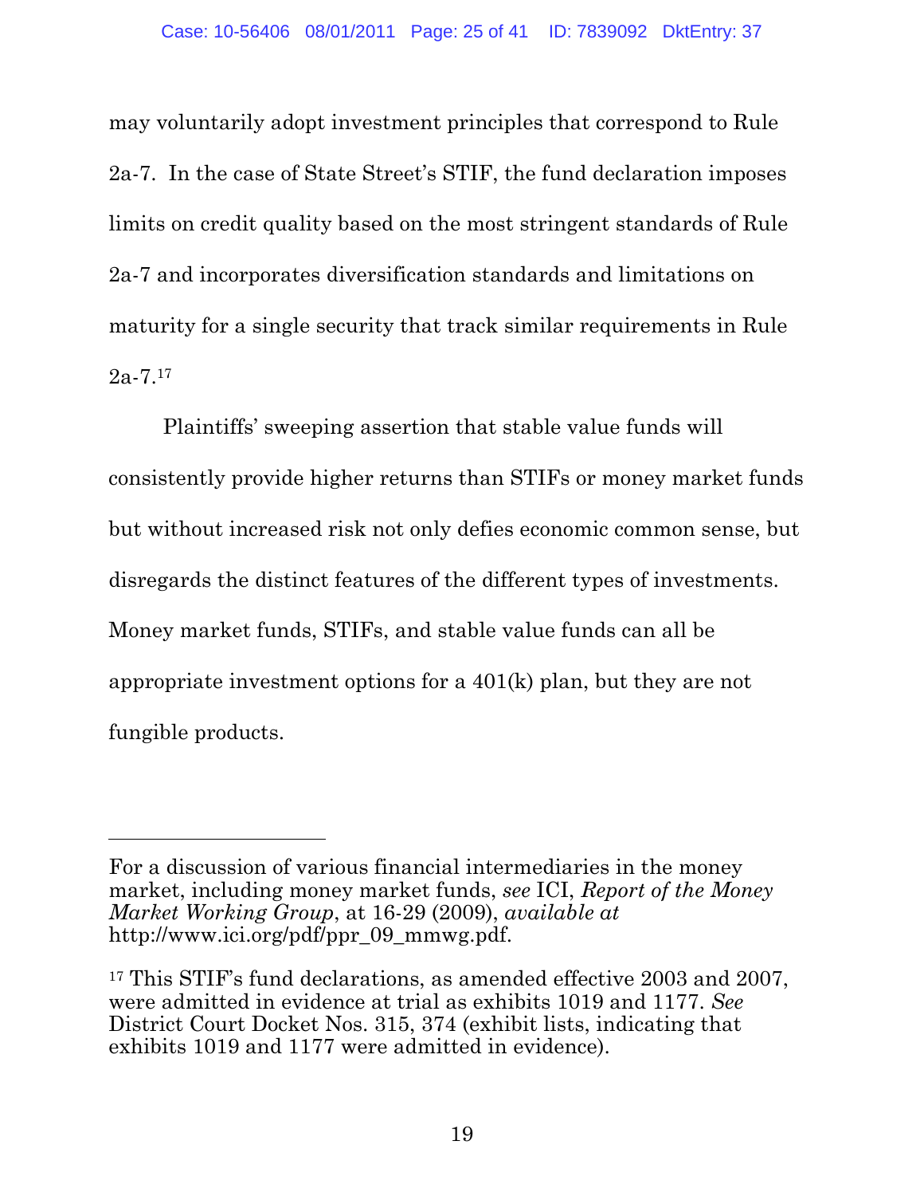may voluntarily adopt investment principles that correspond to Rule 2a-7. In the case of State Street's STIF, the fund declaration imposes limits on credit quality based on the most stringent standards of Rule 2a-7 and incorporates diversification standards and limitations on maturity for a single security that track similar requirements in Rule 2a-7.[17]

Plaintiffs' sweeping assertion that stable value funds will consistently provide higher returns than STIFs or money market funds but without increased risk not only defies economic common sense, but disregards the distinct features of the different types of investments. Money market funds, STIFs, and stable value funds can all be appropriate investment options for a 401(k) plan, but they are not fungible products.

---

For a discussion of various financial intermediaries in the money market, including money market funds, *see* ICI, *Report of the Money Market Working Group*, at 16-29 (2009), *available at* http://www.ici.org/pdf/ppr_09_mmwg.pdf.

[17] This STIF's fund declarations, as amended effective 2003 and 2007, were admitted in evidence at trial as exhibits 1019 and 1177. *See* District Court Docket Nos. 315, 374 (exhibit lists, indicating that exhibits 1019 and 1177 were admitted in evidence).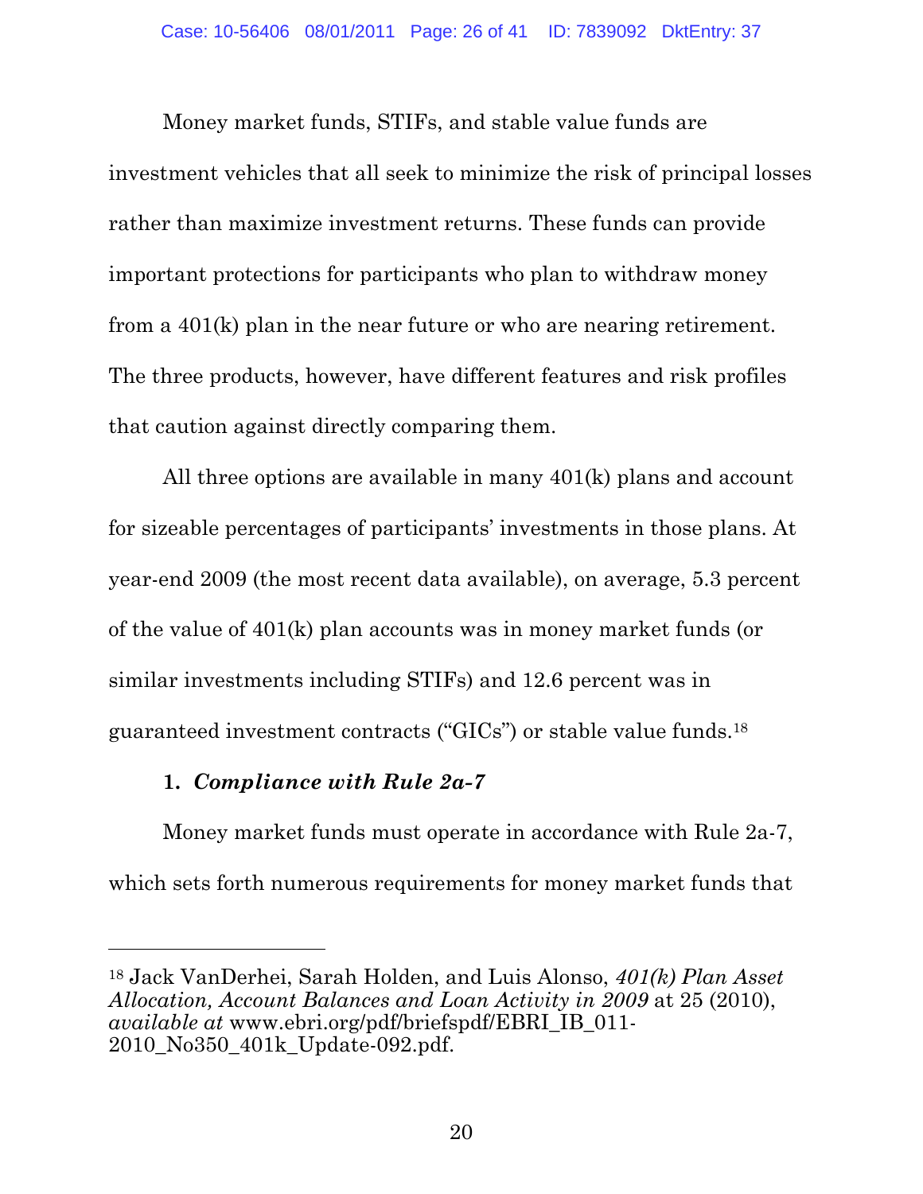Money market funds, STIFs, and stable value funds are investment vehicles that all seek to minimize the risk of principal losses rather than maximize investment returns. These funds can provide important protections for participants who plan to withdraw money from a 401(k) plan in the near future or who are nearing retirement. The three products, however, have different features and risk profiles that caution against directly comparing them.

All three options are available in many 401(k) plans and account for sizeable percentages of participants' investments in those plans. At year-end 2009 (the most recent data available), on average, 5.3 percent of the value of 401(k) plan accounts was in money market funds (or similar investments including STIFs) and 12.6 percent was in guaranteed investment contracts ("GICs") or stable value funds.[18]

**1. *Compliance with Rule 2a-7***

Money market funds must operate in accordance with Rule 2a-7, which sets forth numerous requirements for money market funds that

---

[18] Jack VanDerhei, Sarah Holden, and Luis Alonso, *401(k) Plan Asset Allocation, Account Balances and Loan Activity in 2009* at 25 (2010), *available at* www.ebri.org/pdf/briefspdf/EBRI_IB_011-2010_No350_401k_Update-092.pdf.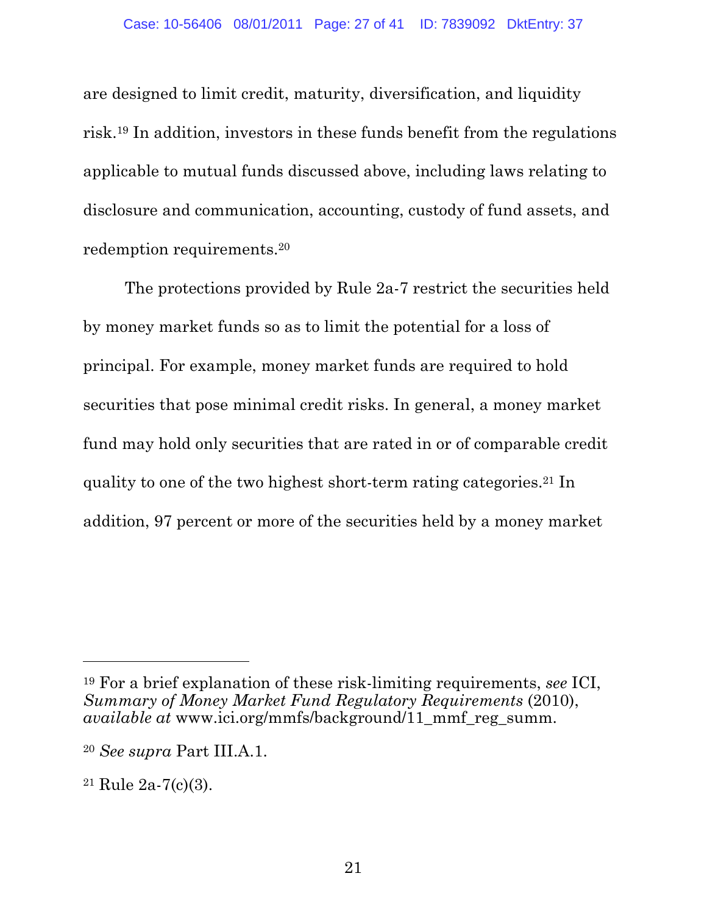are designed to limit credit, maturity, diversification, and liquidity risk.[19] In addition, investors in these funds benefit from the regulations applicable to mutual funds discussed above, including laws relating to disclosure and communication, accounting, custody of fund assets, and redemption requirements.[20]

The protections provided by Rule 2a-7 restrict the securities held by money market funds so as to limit the potential for a loss of principal. For example, money market funds are required to hold securities that pose minimal credit risks. In general, a money market fund may hold only securities that are rated in or of comparable credit quality to one of the two highest short-term rating categories.[21] In addition, 97 percent or more of the securities held by a money market

---

[19] For a brief explanation of these risk-limiting requirements, *see* ICI, *Summary of Money Market Fund Regulatory Requirements* (2010), *available at* www.ici.org/mmfs/background/11_mmf_reg_summ.

[20] *See supra* Part III.A.1.

[21] Rule 2a-7(c)(3).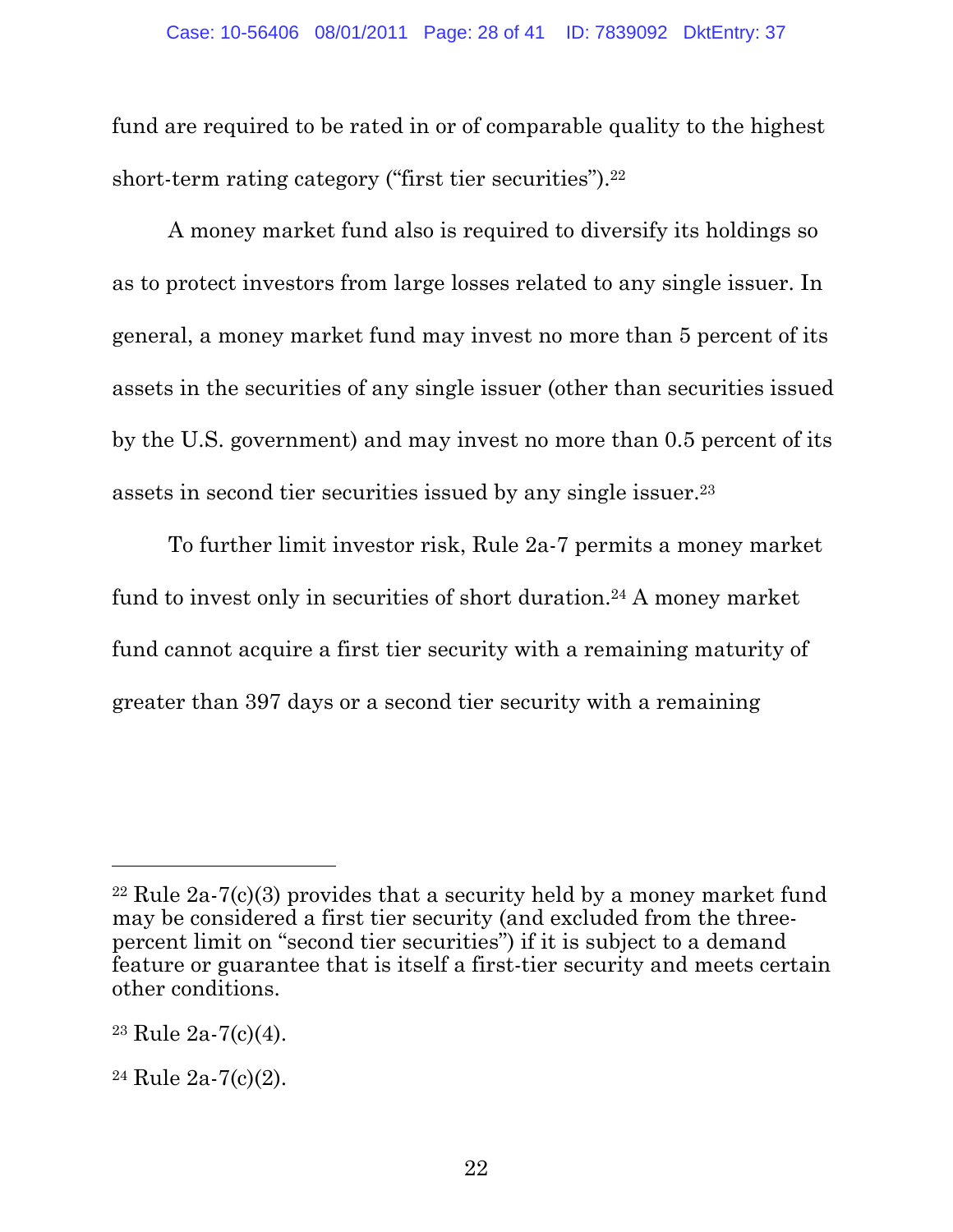fund are required to be rated in or of comparable quality to the highest short-term rating category ("first tier securities").[22]

A money market fund also is required to diversify its holdings so as to protect investors from large losses related to any single issuer. In general, a money market fund may invest no more than 5 percent of its assets in the securities of any single issuer (other than securities issued by the U.S. government) and may invest no more than 0.5 percent of its assets in second tier securities issued by any single issuer.[23]

To further limit investor risk, Rule 2a-7 permits a money market fund to invest only in securities of short duration.[24] A money market fund cannot acquire a first tier security with a remaining maturity of greater than 397 days or a second tier security with a remaining

---

[22] Rule 2a-7(c)(3) provides that a security held by a money market fund may be considered a first tier security (and excluded from the three-percent limit on "second tier securities") if it is subject to a demand feature or guarantee that is itself a first-tier security and meets certain other conditions.

[23] Rule 2a-7(c)(4).

[24] Rule 2a-7(c)(2).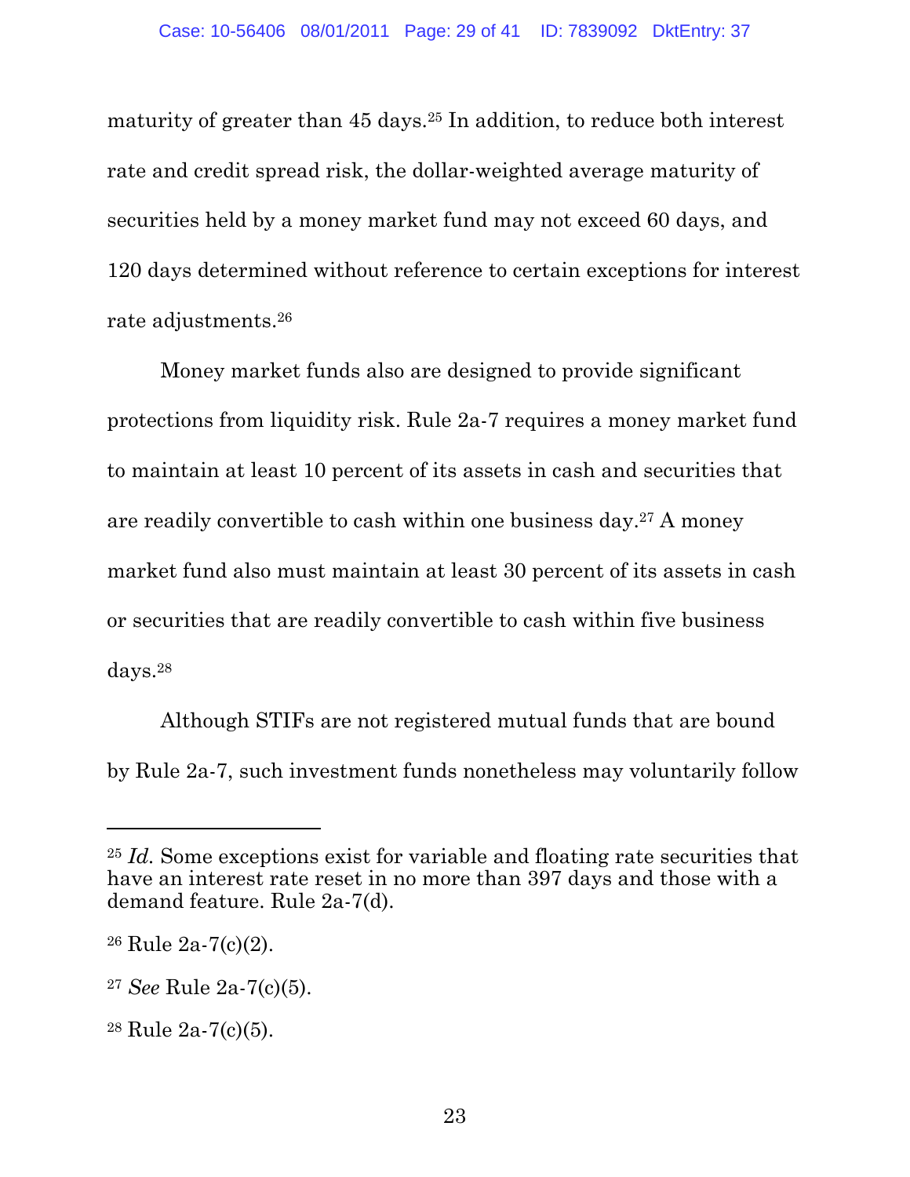maturity of greater than 45 days.[25] In addition, to reduce both interest rate and credit spread risk, the dollar-weighted average maturity of securities held by a money market fund may not exceed 60 days, and 120 days determined without reference to certain exceptions for interest rate adjustments.[26]

Money market funds also are designed to provide significant protections from liquidity risk. Rule 2a-7 requires a money market fund to maintain at least 10 percent of its assets in cash and securities that are readily convertible to cash within one business day.[27] A money market fund also must maintain at least 30 percent of its assets in cash or securities that are readily convertible to cash within five business days.[28]

Although STIFs are not registered mutual funds that are bound by Rule 2a-7, such investment funds nonetheless may voluntarily follow

---

[25] *Id.* Some exceptions exist for variable and floating rate securities that have an interest rate reset in no more than 397 days and those with a demand feature. Rule 2a-7(d).

[26] Rule 2a-7(c)(2).

[27] *See* Rule 2a-7(c)(5).

[28] Rule 2a-7(c)(5).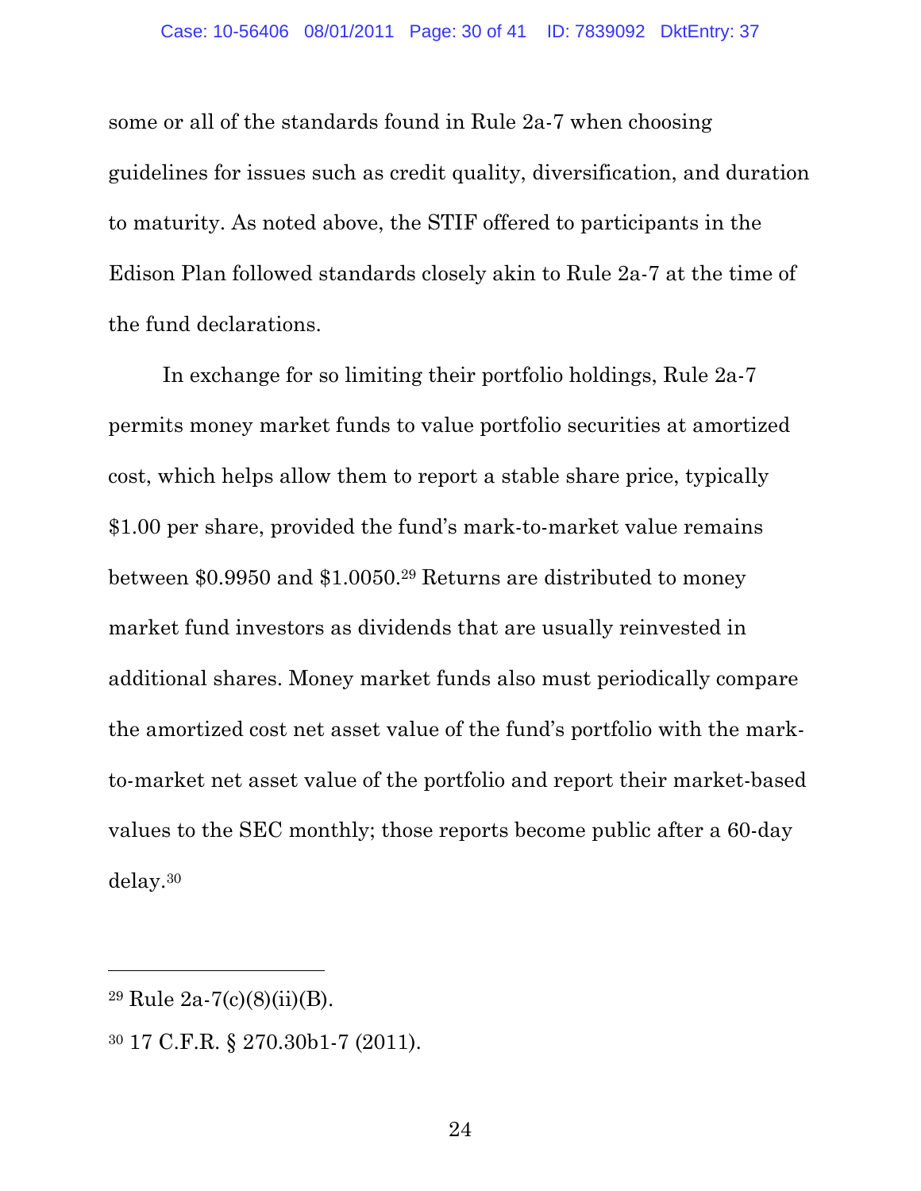some or all of the standards found in Rule 2a-7 when choosing guidelines for issues such as credit quality, diversification, and duration to maturity. As noted above, the STIF offered to participants in the Edison Plan followed standards closely akin to Rule 2a-7 at the time of the fund declarations.

In exchange for so limiting their portfolio holdings, Rule 2a-7 permits money market funds to value portfolio securities at amortized cost, which helps allow them to report a stable share price, typically $1.00 per share, provided the fund's mark-to-market value remains between $0.9950 and $1.0050.[29] Returns are distributed to money market fund investors as dividends that are usually reinvested in additional shares. Money market funds also must periodically compare the amortized cost net asset value of the fund's portfolio with the mark-to-market net asset value of the portfolio and report their market-based values to the SEC monthly; those reports become public after a 60-day delay.[30]

---

[29] Rule 2a-7(c)(8)(ii)(B).

[30] 17 C.F.R. § 270.30b1-7 (2011).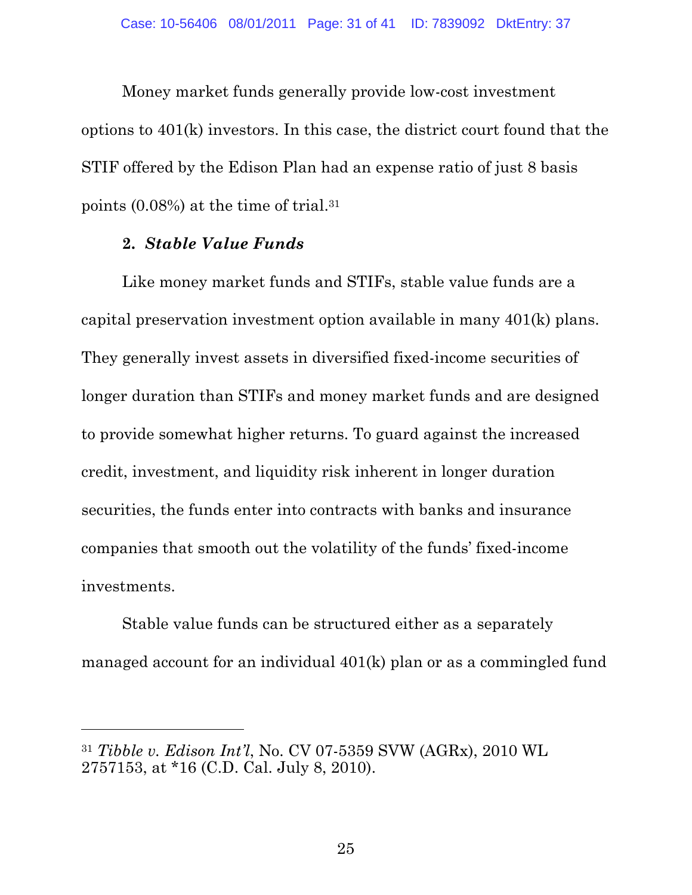Money market funds generally provide low-cost investment options to 401(k) investors. In this case, the district court found that the STIF offered by the Edison Plan had an expense ratio of just 8 basis points (0.08%) at the time of trial.[31]

### 2. *Stable Value Funds*

Like money market funds and STIFs, stable value funds are a capital preservation investment option available in many 401(k) plans. They generally invest assets in diversified fixed-income securities of longer duration than STIFs and money market funds and are designed to provide somewhat higher returns. To guard against the increased credit, investment, and liquidity risk inherent in longer duration securities, the funds enter into contracts with banks and insurance companies that smooth out the volatility of the funds' fixed-income investments.

Stable value funds can be structured either as a separately managed account for an individual 401(k) plan or as a commingled fund

---

[31] *Tibble v. Edison Int'l*, No. CV 07-5359 SVW (AGRx), 2010 WL 2757153, at *16 (C.D. Cal. July 8, 2010).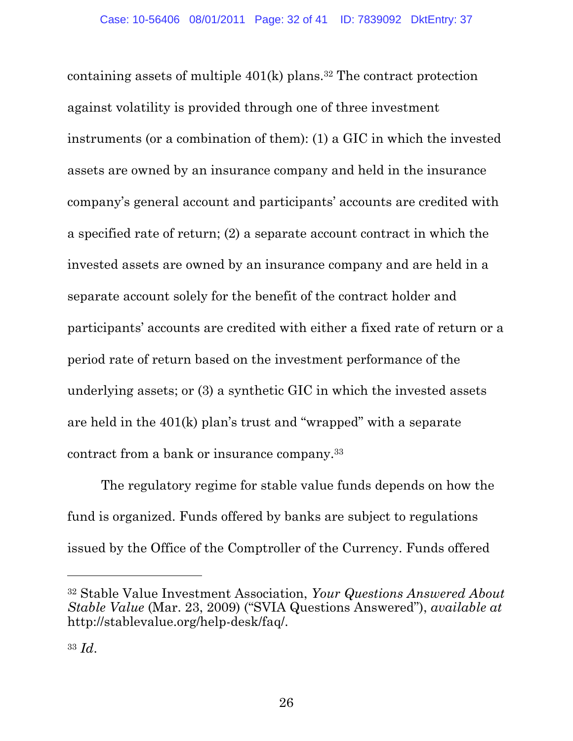containing assets of multiple 401(k) plans.[32] The contract protection against volatility is provided through one of three investment instruments (or a combination of them): (1) a GIC in which the invested assets are owned by an insurance company and held in the insurance company's general account and participants' accounts are credited with a specified rate of return; (2) a separate account contract in which the invested assets are owned by an insurance company and are held in a separate account solely for the benefit of the contract holder and participants' accounts are credited with either a fixed rate of return or a period rate of return based on the investment performance of the underlying assets; or (3) a synthetic GIC in which the invested assets are held in the 401(k) plan's trust and "wrapped" with a separate contract from a bank or insurance company.[33]

The regulatory regime for stable value funds depends on how the fund is organized. Funds offered by banks are subject to regulations issued by the Office of the Comptroller of the Currency. Funds offered

---

[32] Stable Value Investment Association, *Your Questions Answered About Stable Value* (Mar. 23, 2009) ("SVIA Questions Answered"), *available at* http://stablevalue.org/help-desk/faq/.

[33] *Id.*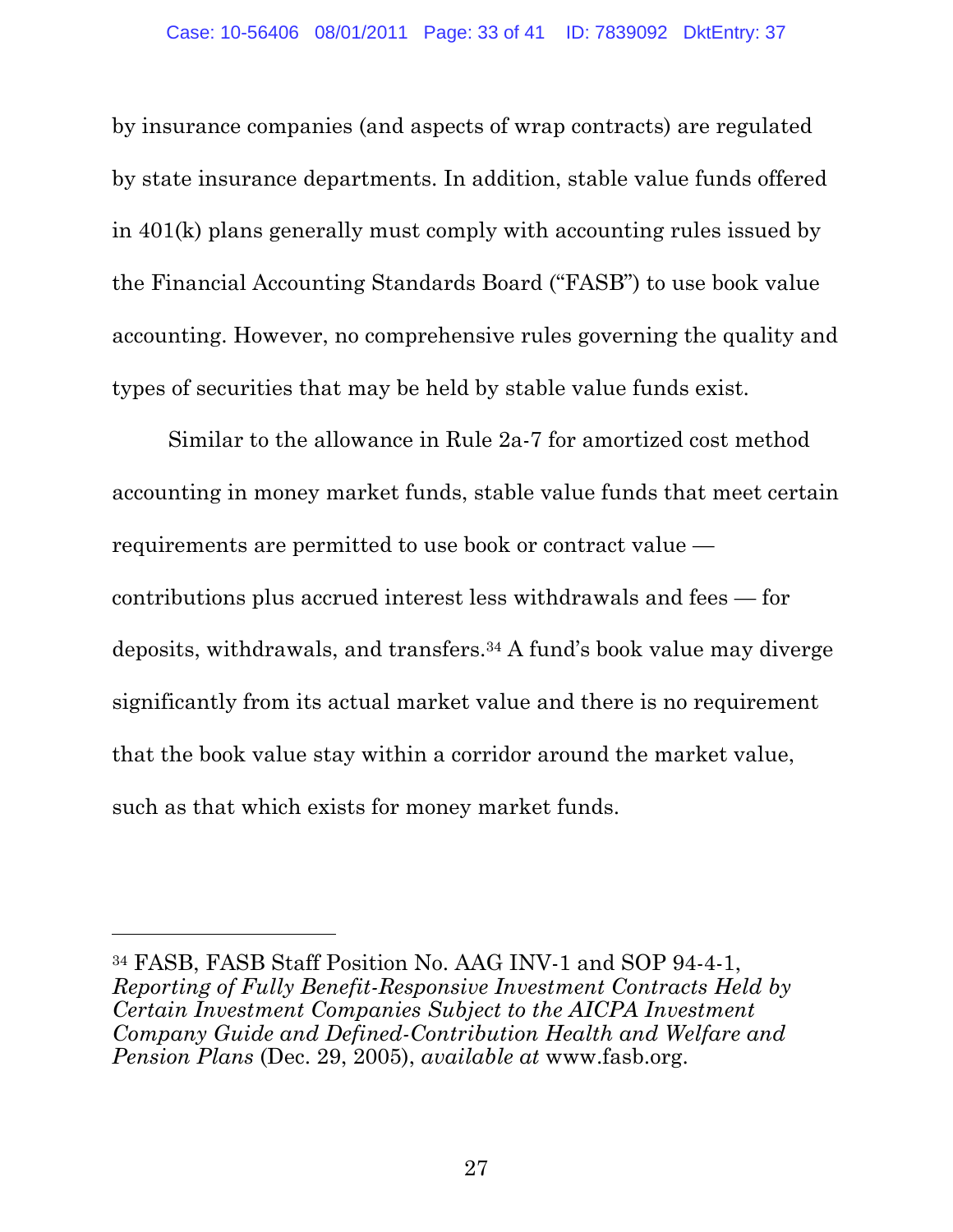by insurance companies (and aspects of wrap contracts) are regulated by state insurance departments. In addition, stable value funds offered in 401(k) plans generally must comply with accounting rules issued by the Financial Accounting Standards Board ("FASB") to use book value accounting. However, no comprehensive rules governing the quality and types of securities that may be held by stable value funds exist.

Similar to the allowance in Rule 2a-7 for amortized cost method accounting in money market funds, stable value funds that meet certain requirements are permitted to use book or contract value — contributions plus accrued interest less withdrawals and fees — for deposits, withdrawals, and transfers.[34] A fund's book value may diverge significantly from its actual market value and there is no requirement that the book value stay within a corridor around the market value, such as that which exists for money market funds.

---

[34] FASB, FASB Staff Position No. AAG INV-1 and SOP 94-4-1, *Reporting of Fully Benefit-Responsive Investment Contracts Held by Certain Investment Companies Subject to the AICPA Investment Company Guide and Defined-Contribution Health and Welfare and Pension Plans* (Dec. 29, 2005), *available at* www.fasb.org.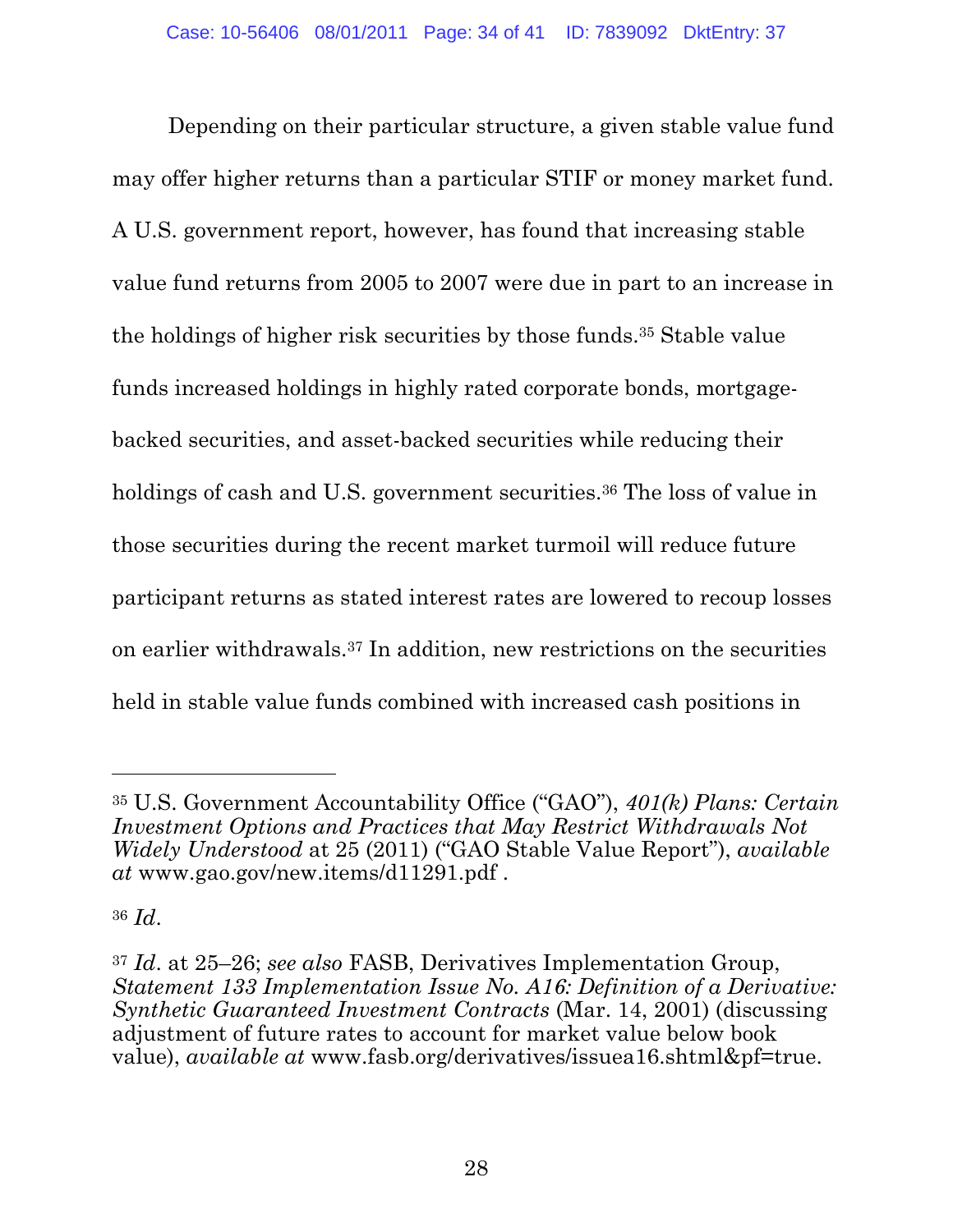Depending on their particular structure, a given stable value fund may offer higher returns than a particular STIF or money market fund. A U.S. government report, however, has found that increasing stable value fund returns from 2005 to 2007 were due in part to an increase in the holdings of higher risk securities by those funds.[35] Stable value funds increased holdings in highly rated corporate bonds, mortgage-backed securities, and asset-backed securities while reducing their holdings of cash and U.S. government securities.[36] The loss of value in those securities during the recent market turmoil will reduce future participant returns as stated interest rates are lowered to recoup losses on earlier withdrawals.[37] In addition, new restrictions on the securities held in stable value funds combined with increased cash positions in

---

[35] U.S. Government Accountability Office ("GAO"), *401(k) Plans: Certain Investment Options and Practices that May Restrict Withdrawals Not Widely Understood* at 25 (2011) ("GAO Stable Value Report"), *available at* www.gao.gov/new.items/d11291.pdf .

[36] *Id*.

[37] *Id*. at 25–26; *see also* FASB, Derivatives Implementation Group, *Statement 133 Implementation Issue No. A16: Definition of a Derivative: Synthetic Guaranteed Investment Contracts* (Mar. 14, 2001) (discussing adjustment of future rates to account for market value below book value), *available at* www.fasb.org/derivatives/issuea16.shtml&pf=true.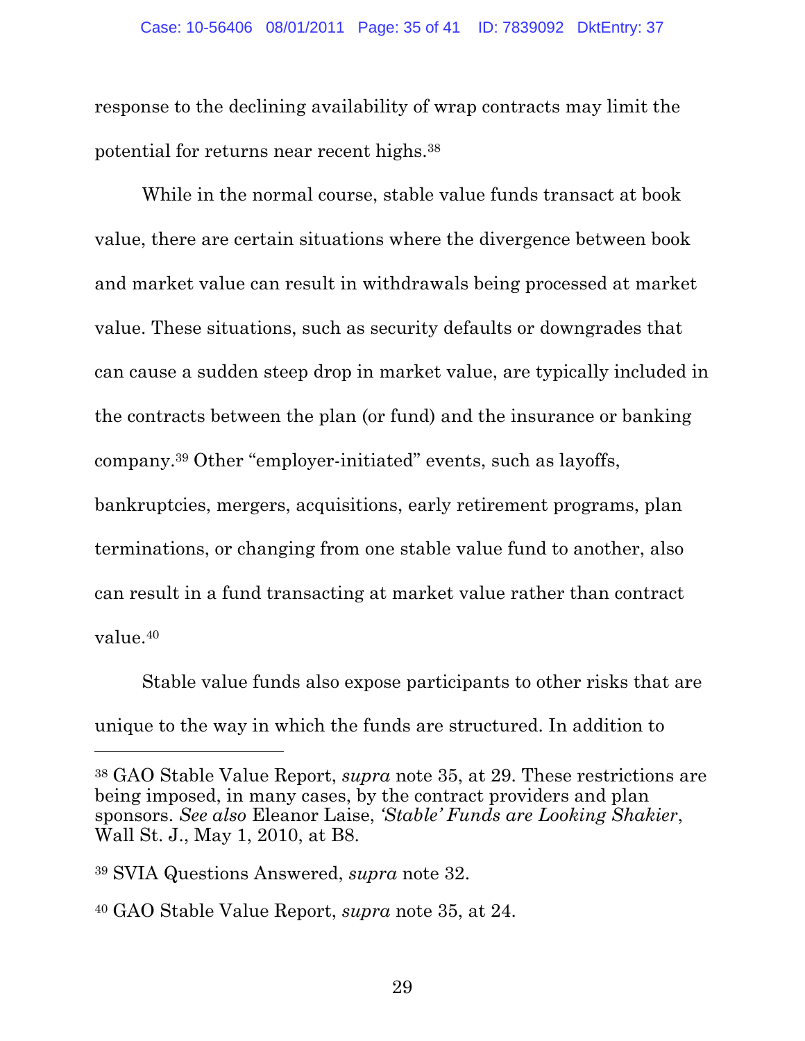response to the declining availability of wrap contracts may limit the potential for returns near recent highs.[38]

While in the normal course, stable value funds transact at book value, there are certain situations where the divergence between book and market value can result in withdrawals being processed at market value. These situations, such as security defaults or downgrades that can cause a sudden steep drop in market value, are typically included in the contracts between the plan (or fund) and the insurance or banking company.[39] Other "employer-initiated" events, such as layoffs, bankruptcies, mergers, acquisitions, early retirement programs, plan terminations, or changing from one stable value fund to another, also can result in a fund transacting at market value rather than contract value.[40]

Stable value funds also expose participants to other risks that are unique to the way in which the funds are structured. In addition to

---

[38] GAO Stable Value Report, *supra* note 35, at 29. These restrictions are being imposed, in many cases, by the contract providers and plan sponsors. *See also* Eleanor Laise, *'Stable' Funds are Looking Shakier*, Wall St. J., May 1, 2010, at B8.

[39] SVIA Questions Answered, *supra* note 32.

[40] GAO Stable Value Report, *supra* note 35, at 24.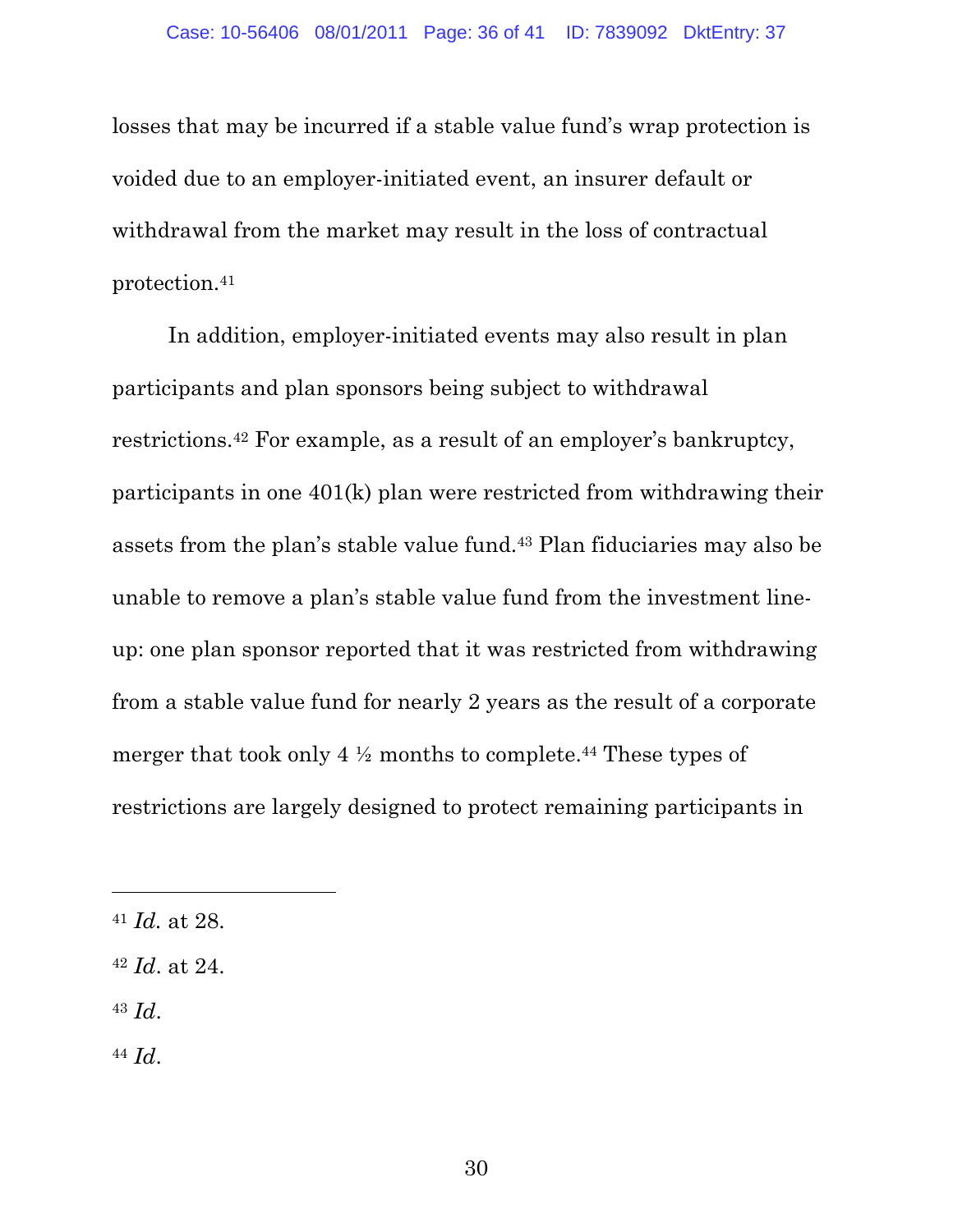losses that may be incurred if a stable value fund's wrap protection is voided due to an employer-initiated event, an insurer default or withdrawal from the market may result in the loss of contractual protection.[41]

In addition, employer-initiated events may also result in plan participants and plan sponsors being subject to withdrawal restrictions.[42] For example, as a result of an employer's bankruptcy, participants in one 401(k) plan were restricted from withdrawing their assets from the plan's stable value fund.[43] Plan fiduciaries may also be unable to remove a plan's stable value fund from the investment line-up: one plan sponsor reported that it was restricted from withdrawing from a stable value fund for nearly 2 years as the result of a corporate merger that took only 4 ½ months to complete.[44] These types of restrictions are largely designed to protect remaining participants in

---

[41] *Id.* at 28.

[42] *Id*. at 24.

[43] *Id*.

[44] *Id*.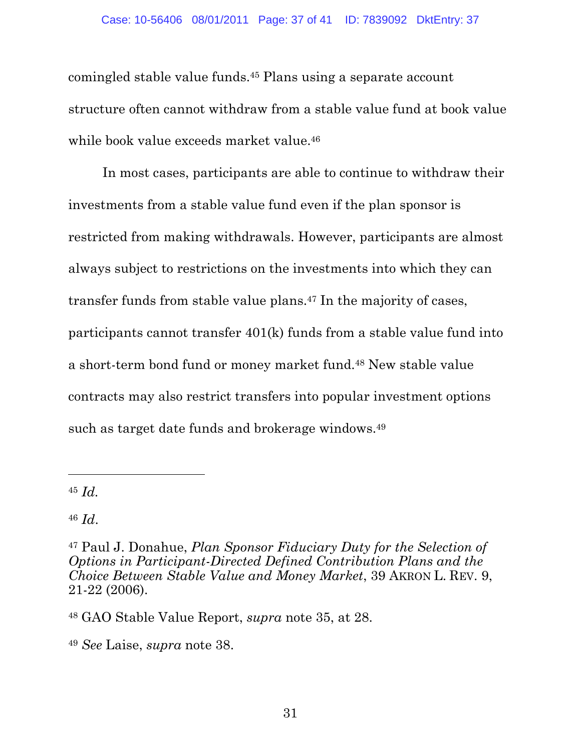comingled stable value funds.[45] Plans using a separate account structure often cannot withdraw from a stable value fund at book value while book value exceeds market value.[46]

In most cases, participants are able to continue to withdraw their investments from a stable value fund even if the plan sponsor is restricted from making withdrawals. However, participants are almost always subject to restrictions on the investments into which they can transfer funds from stable value plans.[47] In the majority of cases, participants cannot transfer 401(k) funds from a stable value fund into a short-term bond fund or money market fund.[48] New stable value contracts may also restrict transfers into popular investment options such as target date funds and brokerage windows.[49]

---

[45] *Id.*

[46] *Id.*

[47] Paul J. Donahue, *Plan Sponsor Fiduciary Duty for the Selection of Options in Participant-Directed Defined Contribution Plans and the Choice Between Stable Value and Money Market*, 39 AKRON L. REV. 9, 21-22 (2006).

[48] GAO Stable Value Report, *supra* note 35, at 28.

[49] *See* Laise, *supra* note 38.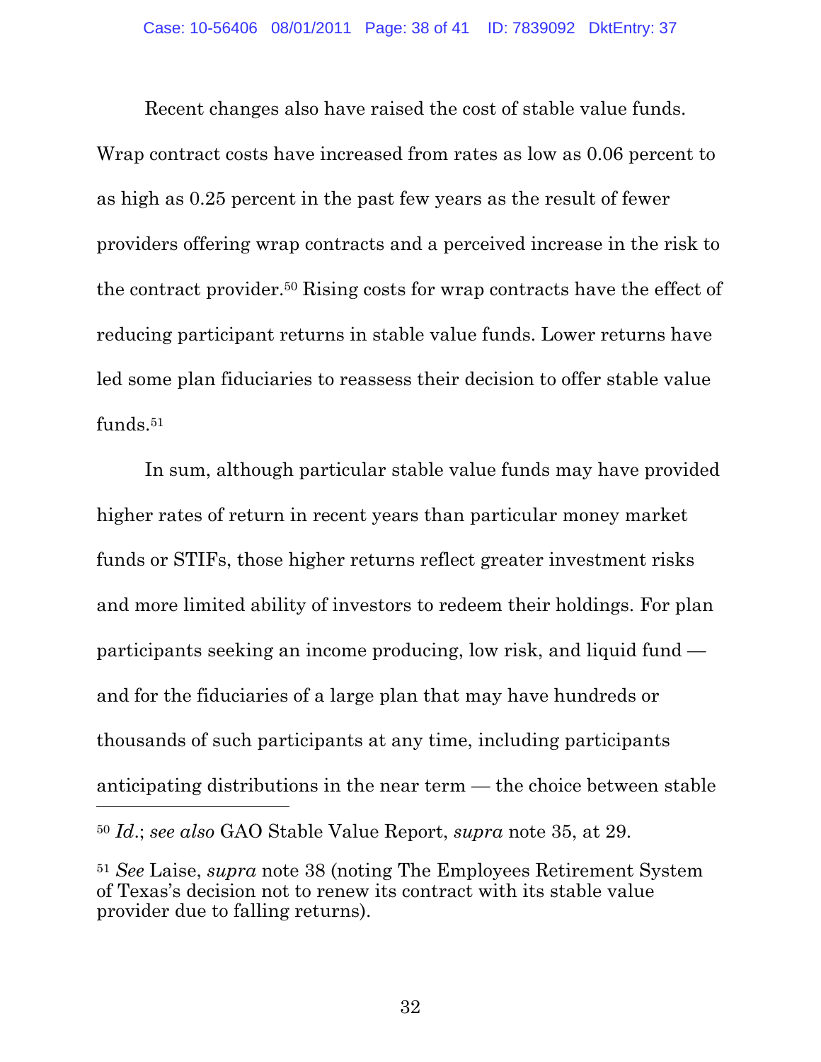Recent changes also have raised the cost of stable value funds. Wrap contract costs have increased from rates as low as 0.06 percent to as high as 0.25 percent in the past few years as the result of fewer providers offering wrap contracts and a perceived increase in the risk to the contract provider.[50] Rising costs for wrap contracts have the effect of reducing participant returns in stable value funds. Lower returns have led some plan fiduciaries to reassess their decision to offer stable value funds.[51]

In sum, although particular stable value funds may have provided higher rates of return in recent years than particular money market funds or STIFs, those higher returns reflect greater investment risks and more limited ability of investors to redeem their holdings. For plan participants seeking an income producing, low risk, and liquid fund — and for the fiduciaries of a large plan that may have hundreds or thousands of such participants at any time, including participants anticipating distributions in the near term — the choice between stable

---

[50] *Id.*; *see also* GAO Stable Value Report, *supra* note 35, at 29.

[51] *See* Laise, *supra* note 38 (noting The Employees Retirement System of Texas's decision not to renew its contract with its stable value provider due to falling returns).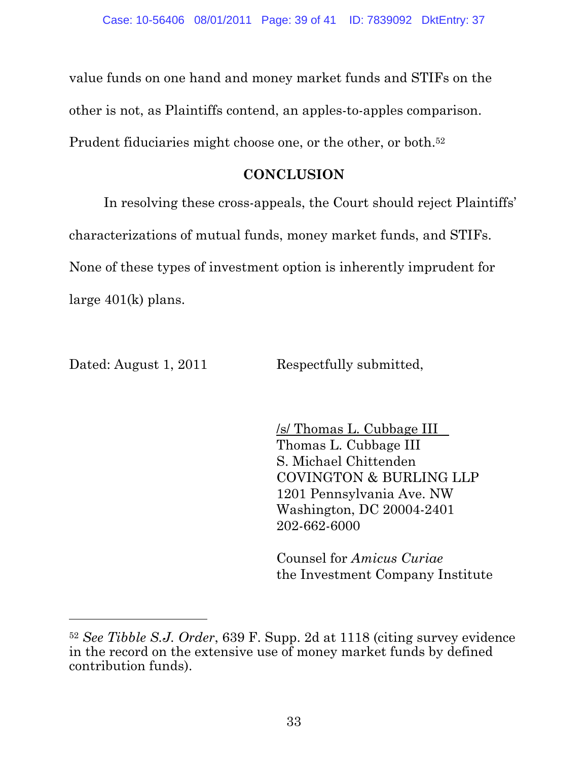value funds on one hand and money market funds and STIFs on the other is not, as Plaintiffs contend, an apples-to-apples comparison. Prudent fiduciaries might choose one, or the other, or both.[52]

## CONCLUSION

In resolving these cross-appeals, the Court should reject Plaintiffs' characterizations of mutual funds, money market funds, and STIFs. None of these types of investment option is inherently imprudent for large 401(k) plans.

Dated: August 1, 2011

Respectfully submitted,

/s/ Thomas L. Cubbage III
Thomas L. Cubbage III
S. Michael Chittenden
COVINGTON & BURLING LLP
1201 Pennsylvania Ave. NW
Washington, DC 20004-2401
202-662-6000

Counsel for *Amicus Curiae* the Investment Company Institute

---

[52] *See Tibble S.J. Order*, 639 F. Supp. 2d at 1118 (citing survey evidence in the record on the extensive use of money market funds by defined contribution funds).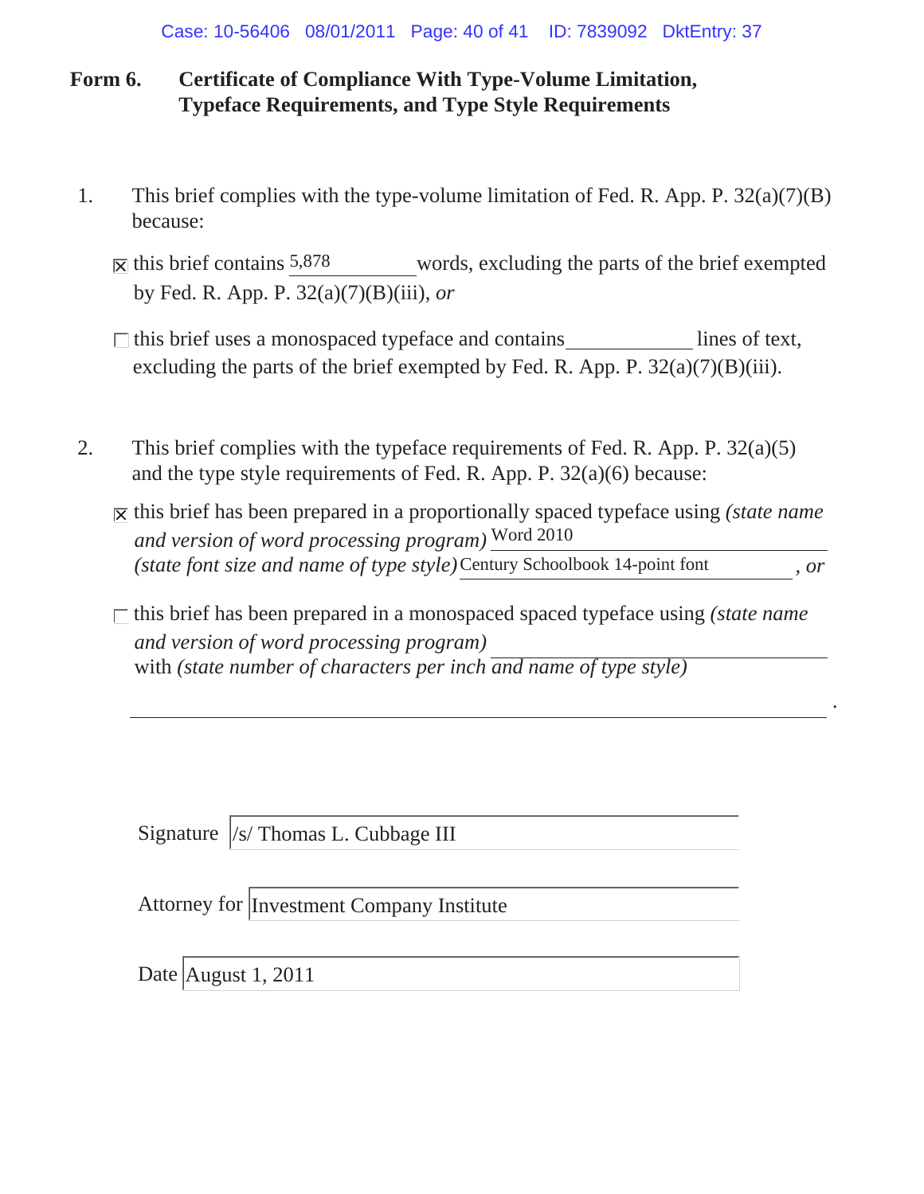## Form 6. Certificate of Compliance With Type-Volume Limitation, Typeface Requirements, and Type Style Requirements

1. This brief complies with the type-volume limitation of Fed. R. App. P. 32(a)(7)(B) because:

   ☒ this brief contains 5,878 words, excluding the parts of the brief exempted by Fed. R. App. P. 32(a)(7)(B)(iii), *or*

   ☐ this brief uses a monospaced typeface and contains ____________ lines of text, excluding the parts of the brief exempted by Fed. R. App. P. 32(a)(7)(B)(iii).

2. This brief complies with the typeface requirements of Fed. R. App. P. 32(a)(5) and the type style requirements of Fed. R. App. P. 32(a)(6) because:

   ☒ this brief has been prepared in a proportionally spaced typeface using *(state name and version of word processing program)* Word 2010 *(state font size and name of type style)* Century Schoolbook 14-point font *, or*

   ☐ this brief has been prepared in a monospaced spaced typeface using *(state name and version of word processing program)* ____________ with *(state number of characters per inch and name of type style)* ____________.

Signature /s/ Thomas L. Cubbage III

Attorney for Investment Company Institute

Date August 1, 2011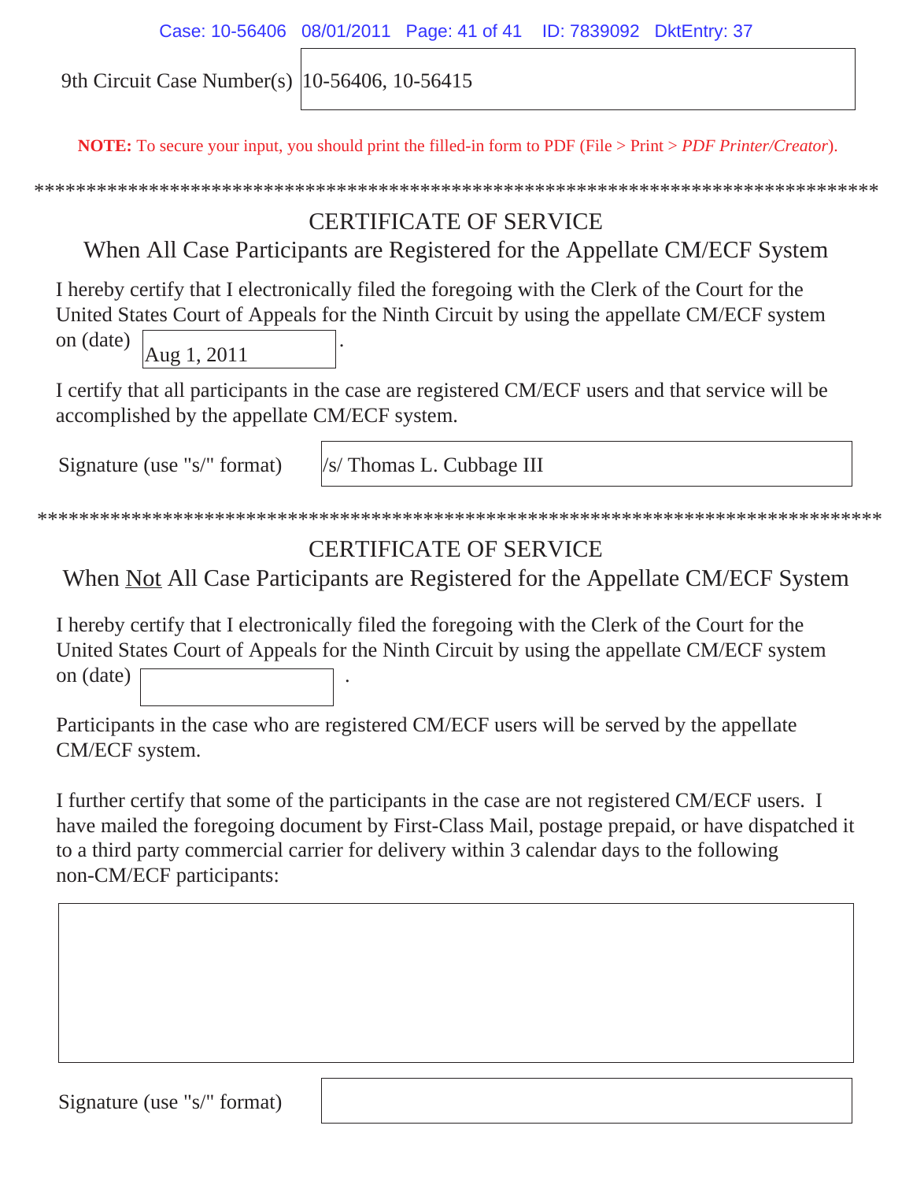9th Circuit Case Number(s) 10-56406, 10-56415

**NOTE:** To secure your input, you should print the filled-in form to PDF (File > Print > *PDF Printer/Creator*).

\*\*\*\*\*\*\*\*\*\*\*\*\*\*\*\*\*\*\*\*\*\*\*\*\*\*\*\*\*\*\*\*\*\*\*\*\*\*\*\*\*\*\*\*\*\*\*\*\*\*\*\*\*\*\*\*\*\*\*\*\*\*\*\*\*\*\*\*\*\*\*\*\*\*\*\*\*\*\*\*\*\*\*\*

## CERTIFICATE OF SERVICE
## When All Case Participants are Registered for the Appellate CM/ECF System

I hereby certify that I electronically filed the foregoing with the Clerk of the Court for the United States Court of Appeals for the Ninth Circuit by using the appellate CM/ECF system on (date) Aug 1, 2011 .

I certify that all participants in the case are registered CM/ECF users and that service will be accomplished by the appellate CM/ECF system.

Signature (use "s/" format) /s/ Thomas L. Cubbage III

\*\*\*\*\*\*\*\*\*\*\*\*\*\*\*\*\*\*\*\*\*\*\*\*\*\*\*\*\*\*\*\*\*\*\*\*\*\*\*\*\*\*\*\*\*\*\*\*\*\*\*\*\*\*\*\*\*\*\*\*\*\*\*\*\*\*\*\*\*\*\*\*\*\*\*\*\*\*\*\*\*\*\*\*

## CERTIFICATE OF SERVICE
## When Not All Case Participants are Registered for the Appellate CM/ECF System

I hereby certify that I electronically filed the foregoing with the Clerk of the Court for the United States Court of Appeals for the Ninth Circuit by using the appellate CM/ECF system on (date) ________ .

Participants in the case who are registered CM/ECF users will be served by the appellate CM/ECF system.

I further certify that some of the participants in the case are not registered CM/ECF users. I have mailed the foregoing document by First-Class Mail, postage prepaid, or have dispatched it to a third party commercial carrier for delivery within 3 calendar days to the following non-CM/ECF participants:

Signature (use "s/" format)